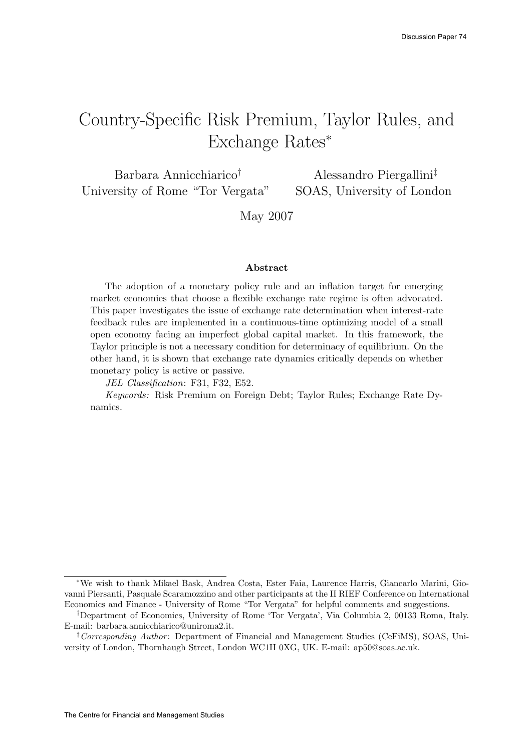# Country-Specific Risk Premium, Taylor Rules, and Exchange Rates*

Barbara Annicchiarico† — University of Rome "Tor Vergata"

Alessandro Piergallini‡ — SOAS, University of London

May 2007

**Abstract**

The adoption of a monetary policy rule and an inflation target for emerging market economies that choose a flexible exchange rate regime is often advocated. This paper investigates the issue of exchange rate determination when interest-rate feedback rules are implemented in a continuous-time optimizing model of a small open economy facing an imperfect global capital market. In this framework, the Taylor principle is not a necessary condition for determinacy of equilibrium. On the other hand, it is shown that exchange rate dynamics critically depends on whether monetary policy is active or passive.

*JEL Classification*: F31, F32, E52.

*Keywords:* Risk Premium on Foreign Debt; Taylor Rules; Exchange Rate Dynamics.

---

*We wish to thank Mikael Bask, Andrea Costa, Ester Faia, Laurence Harris, Giancarlo Marini, Giovanni Piersanti, Pasquale Scaramozzino and other participants at the II RIEF Conference on International Economics and Finance - University of Rome "Tor Vergata" for helpful comments and suggestions.

†Department of Economics, University of Rome 'Tor Vergata', Via Columbia 2, 00133 Roma, Italy. E-mail: barbara.annicchiarico@uniroma2.it.

‡*Corresponding Author*: Department of Financial and Management Studies (CeFiMS), SOAS, University of London, Thornhaugh Street, London WC1H 0XG, UK. E-mail: ap50@soas.ac.uk.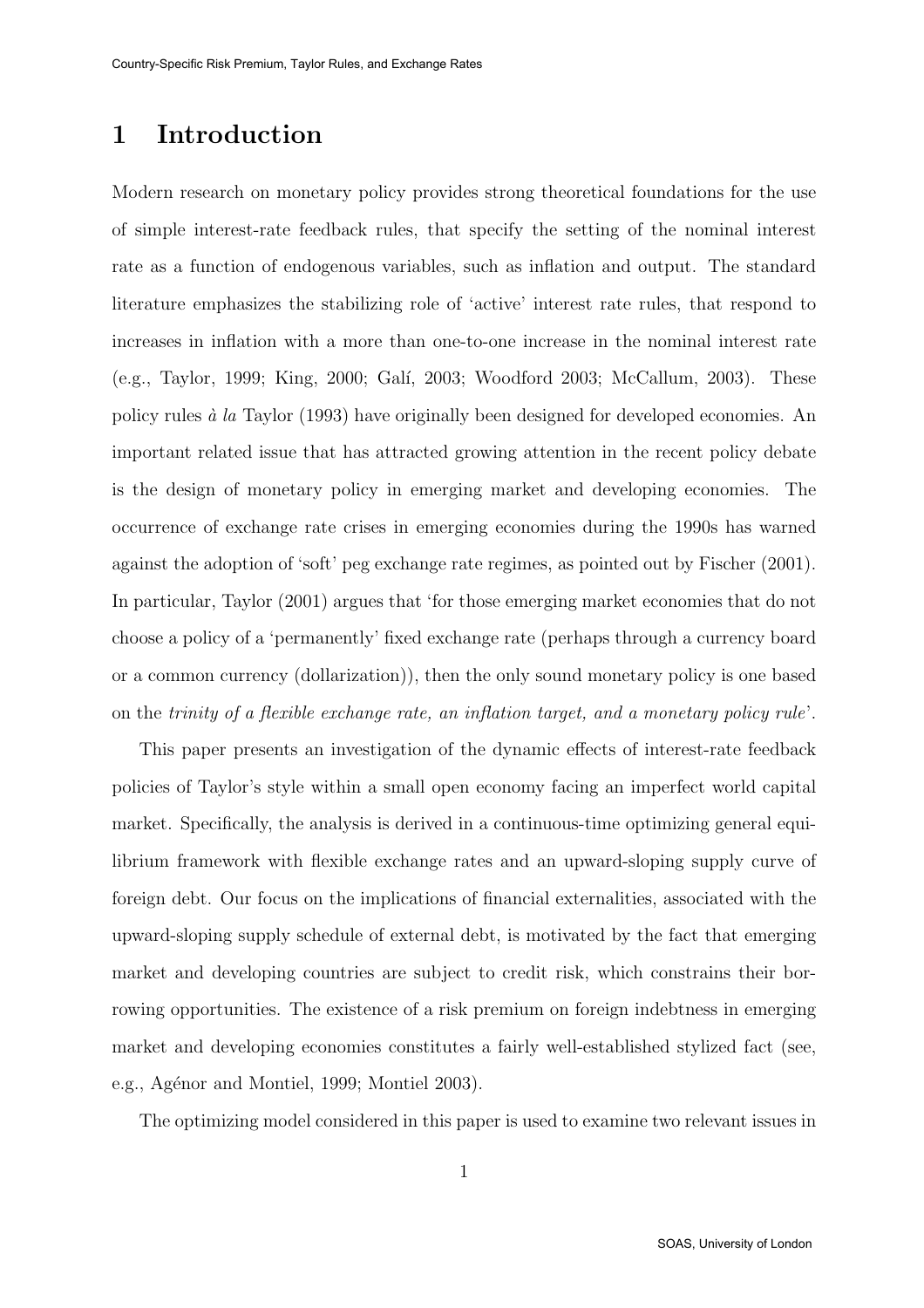# 1 Introduction

Modern research on monetary policy provides strong theoretical foundations for the use of simple interest-rate feedback rules, that specify the setting of the nominal interest rate as a function of endogenous variables, such as inflation and output. The standard literature emphasizes the stabilizing role of 'active' interest rate rules, that respond to increases in inflation with a more than one-to-one increase in the nominal interest rate (e.g., Taylor, 1999; King, 2000; Galí, 2003; Woodford 2003; McCallum, 2003). These policy rules *à la* Taylor (1993) have originally been designed for developed economies. An important related issue that has attracted growing attention in the recent policy debate is the design of monetary policy in emerging market and developing economies. The occurrence of exchange rate crises in emerging economies during the 1990s has warned against the adoption of 'soft' peg exchange rate regimes, as pointed out by Fischer (2001). In particular, Taylor (2001) argues that 'for those emerging market economies that do not choose a policy of a 'permanently' fixed exchange rate (perhaps through a currency board or a common currency (dollarization)), then the only sound monetary policy is one based on the *trinity of a flexible exchange rate, an inflation target, and a monetary policy rule*'.

This paper presents an investigation of the dynamic effects of interest-rate feedback policies of Taylor's style within a small open economy facing an imperfect world capital market. Specifically, the analysis is derived in a continuous-time optimizing general equilibrium framework with flexible exchange rates and an upward-sloping supply curve of foreign debt. Our focus on the implications of financial externalities, associated with the upward-sloping supply schedule of external debt, is motivated by the fact that emerging market and developing countries are subject to credit risk, which constrains their borrowing opportunities. The existence of a risk premium on foreign indebtness in emerging market and developing economies constitutes a fairly well-established stylized fact (see, e.g., Agénor and Montiel, 1999; Montiel 2003).

The optimizing model considered in this paper is used to examine two relevant issues in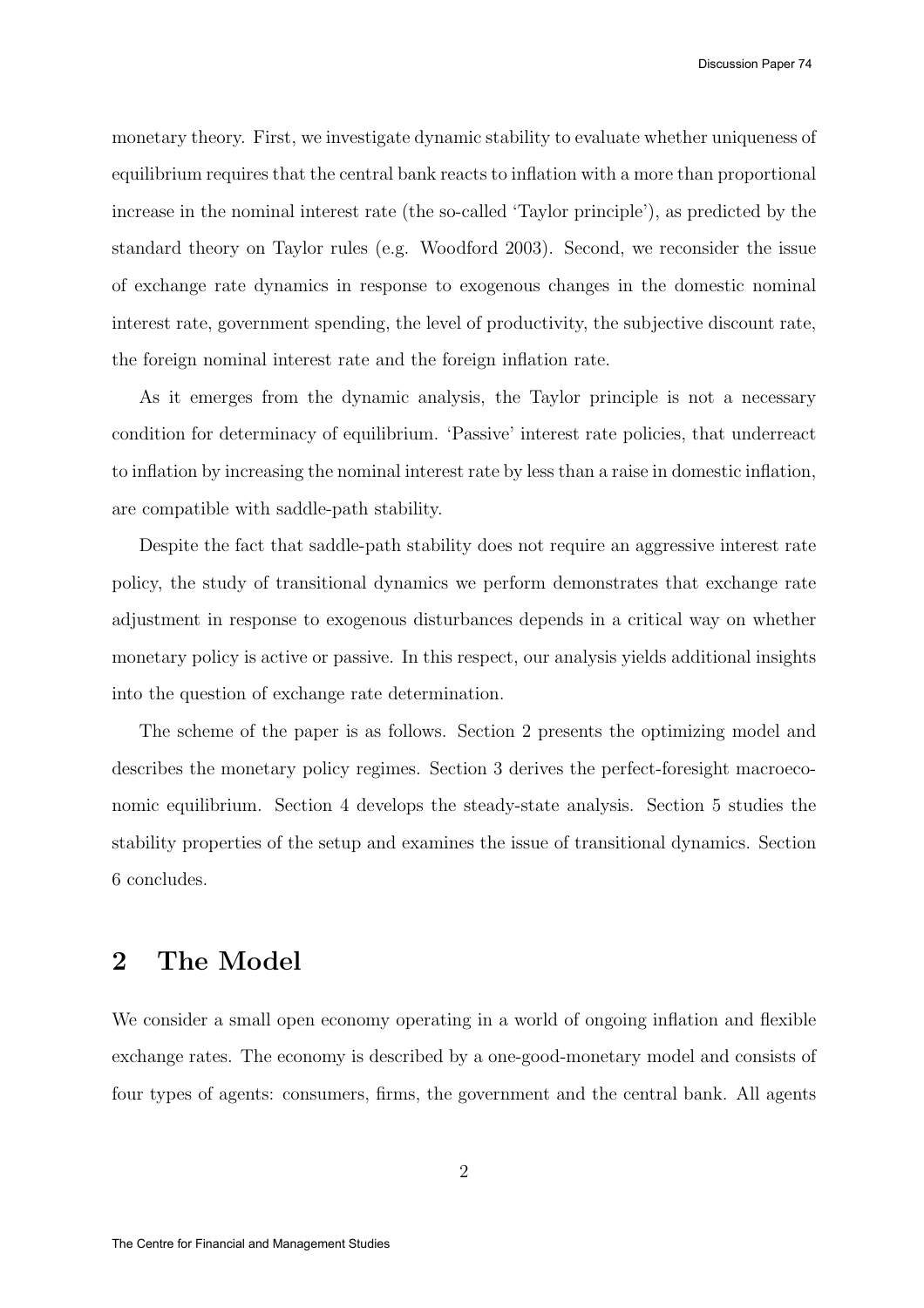monetary theory. First, we investigate dynamic stability to evaluate whether uniqueness of equilibrium requires that the central bank reacts to inflation with a more than proportional increase in the nominal interest rate (the so-called 'Taylor principle'), as predicted by the standard theory on Taylor rules (e.g. Woodford 2003). Second, we reconsider the issue of exchange rate dynamics in response to exogenous changes in the domestic nominal interest rate, government spending, the level of productivity, the subjective discount rate, the foreign nominal interest rate and the foreign inflation rate.

As it emerges from the dynamic analysis, the Taylor principle is not a necessary condition for determinacy of equilibrium. 'Passive' interest rate policies, that underreact to inflation by increasing the nominal interest rate by less than a raise in domestic inflation, are compatible with saddle-path stability.

Despite the fact that saddle-path stability does not require an aggressive interest rate policy, the study of transitional dynamics we perform demonstrates that exchange rate adjustment in response to exogenous disturbances depends in a critical way on whether monetary policy is active or passive. In this respect, our analysis yields additional insights into the question of exchange rate determination.

The scheme of the paper is as follows. Section 2 presents the optimizing model and describes the monetary policy regimes. Section 3 derives the perfect-foresight macroeconomic equilibrium. Section 4 develops the steady-state analysis. Section 5 studies the stability properties of the setup and examines the issue of transitional dynamics. Section 6 concludes.

## 2 The Model

We consider a small open economy operating in a world of ongoing inflation and flexible exchange rates. The economy is described by a one-good-monetary model and consists of four types of agents: consumers, firms, the government and the central bank. All agents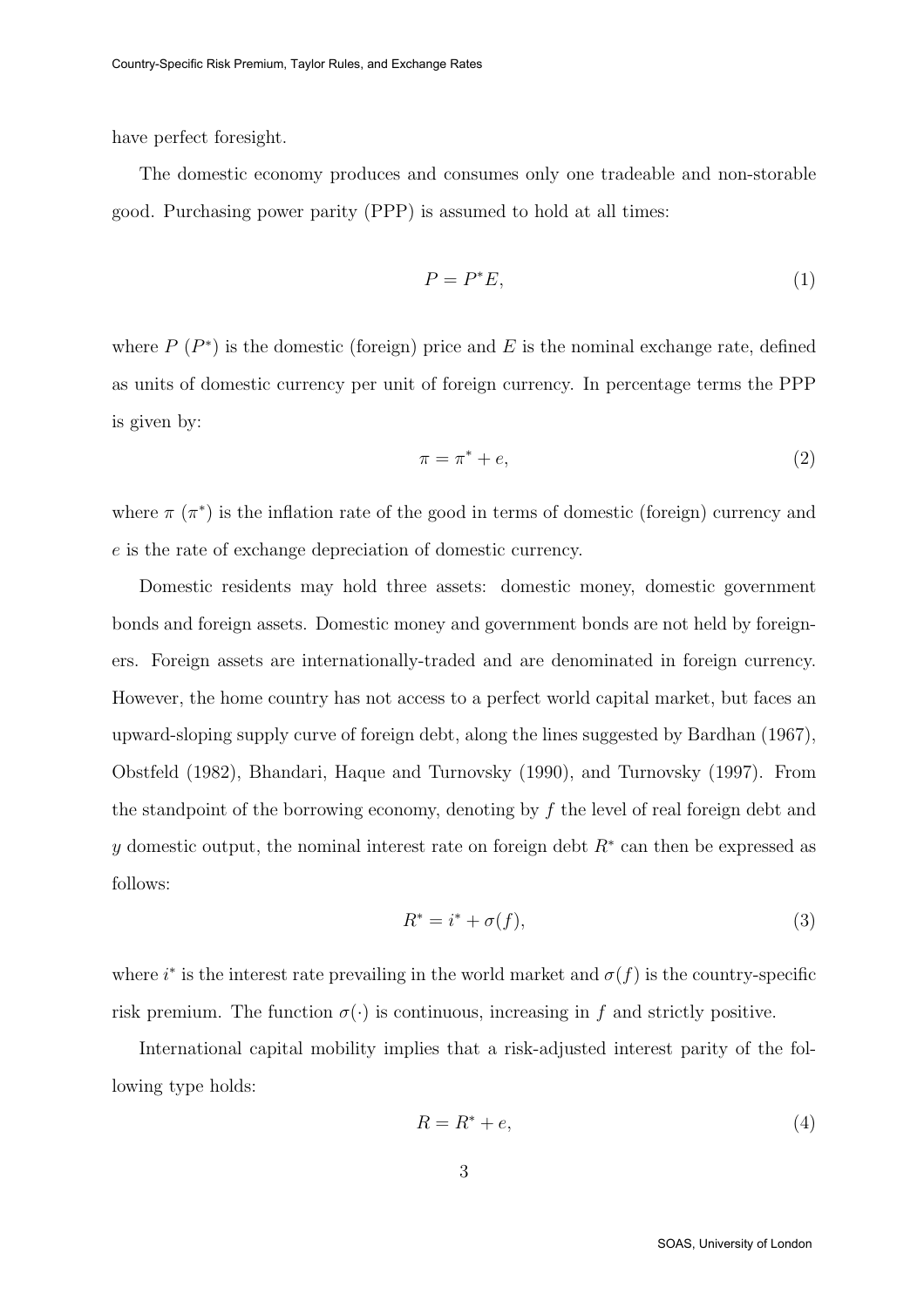have perfect foresight.

The domestic economy produces and consumes only one tradeable and non-storable good. Purchasing power parity (PPP) is assumed to hold at all times:

$$P = P^{*}E, \tag{1}$$

where $P$ ($P^{*}$) is the domestic (foreign) price and $E$ is the nominal exchange rate, defined as units of domestic currency per unit of foreign currency. In percentage terms the PPP is given by:

$$\pi = \pi^{*} + e, \tag{2}$$

where $\pi$ ($\pi^{*}$) is the inflation rate of the good in terms of domestic (foreign) currency and $e$ is the rate of exchange depreciation of domestic currency.

Domestic residents may hold three assets: domestic money, domestic government bonds and foreign assets. Domestic money and government bonds are not held by foreigners. Foreign assets are internationally-traded and are denominated in foreign currency. However, the home country has not access to a perfect world capital market, but faces an upward-sloping supply curve of foreign debt, along the lines suggested by Bardhan (1967), Obstfeld (1982), Bhandari, Haque and Turnovsky (1990), and Turnovsky (1997). From the standpoint of the borrowing economy, denoting by $f$ the level of real foreign debt and $y$ domestic output, the nominal interest rate on foreign debt $R^{*}$ can then be expressed as follows:

$$R^{*} = i^{*} + \sigma(f), \tag{3}$$

where $i^{*}$ is the interest rate prevailing in the world market and $\sigma(f)$ is the country-specific risk premium. The function $\sigma(\cdot)$ is continuous, increasing in $f$ and strictly positive.

International capital mobility implies that a risk-adjusted interest parity of the following type holds:

$$R = R^{*} + e, \tag{4}$$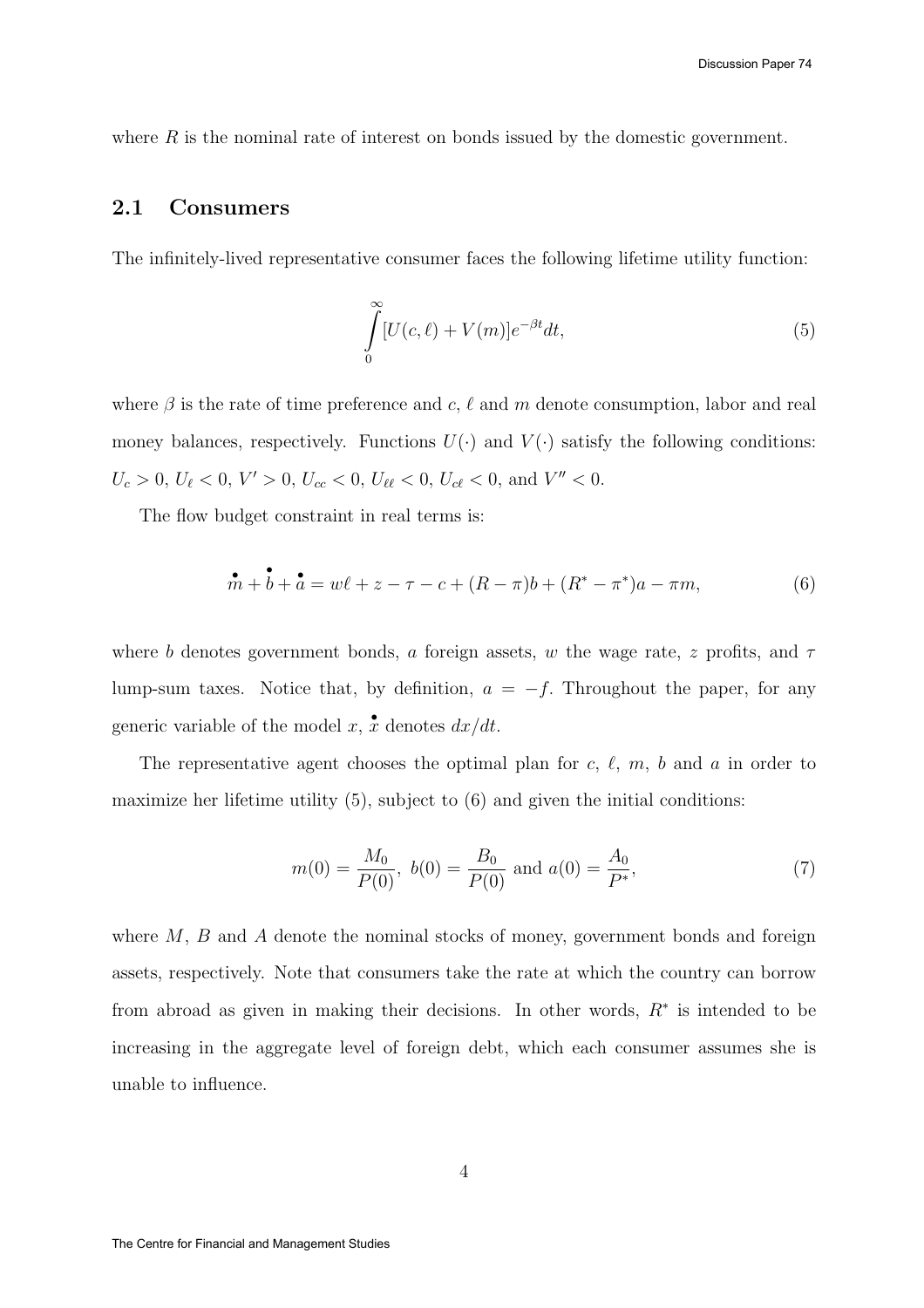where $R$ is the nominal rate of interest on bonds issued by the domestic government.

## 2.1 Consumers

The infinitely-lived representative consumer faces the following lifetime utility function:

$$\int_0^\infty [U(c, \ell) + V(m)]e^{-\beta t} dt, \tag{5}$$

where $\beta$ is the rate of time preference and $c$, $\ell$ and $m$ denote consumption, labor and real money balances, respectively. Functions $U(\cdot)$ and $V(\cdot)$ satisfy the following conditions: $U_c > 0$, $U_\ell < 0$, $V' > 0$, $U_{cc} < 0$, $U_{\ell\ell} < 0$, $U_{c\ell} < 0$, and $V'' < 0$.

The flow budget constraint in real terms is:

$$\dot{m} + \dot{b} + \dot{a} = w\ell + z - \tau - c + (R - \pi)b + (R^* - \pi^*)a - \pi m, \tag{6}$$

where $b$ denotes government bonds, $a$ foreign assets, $w$ the wage rate, $z$ profits, and $\tau$ lump-sum taxes. Notice that, by definition, $a = -f$. Throughout the paper, for any generic variable of the model $x$, $\dot{x}$ denotes $dx/dt$.

The representative agent chooses the optimal plan for $c$, $\ell$, $m$, $b$ and $a$ in order to maximize her lifetime utility (5), subject to (6) and given the initial conditions:

$$m(0) = \frac{M_0}{P(0)}, \; b(0) = \frac{B_0}{P(0)} \text{ and } a(0) = \frac{A_0}{P^*}, \tag{7}$$

where $M$, $B$ and $A$ denote the nominal stocks of money, government bonds and foreign assets, respectively. Note that consumers take the rate at which the country can borrow from abroad as given in making their decisions. In other words, $R^*$ is intended to be increasing in the aggregate level of foreign debt, which each consumer assumes she is unable to influence.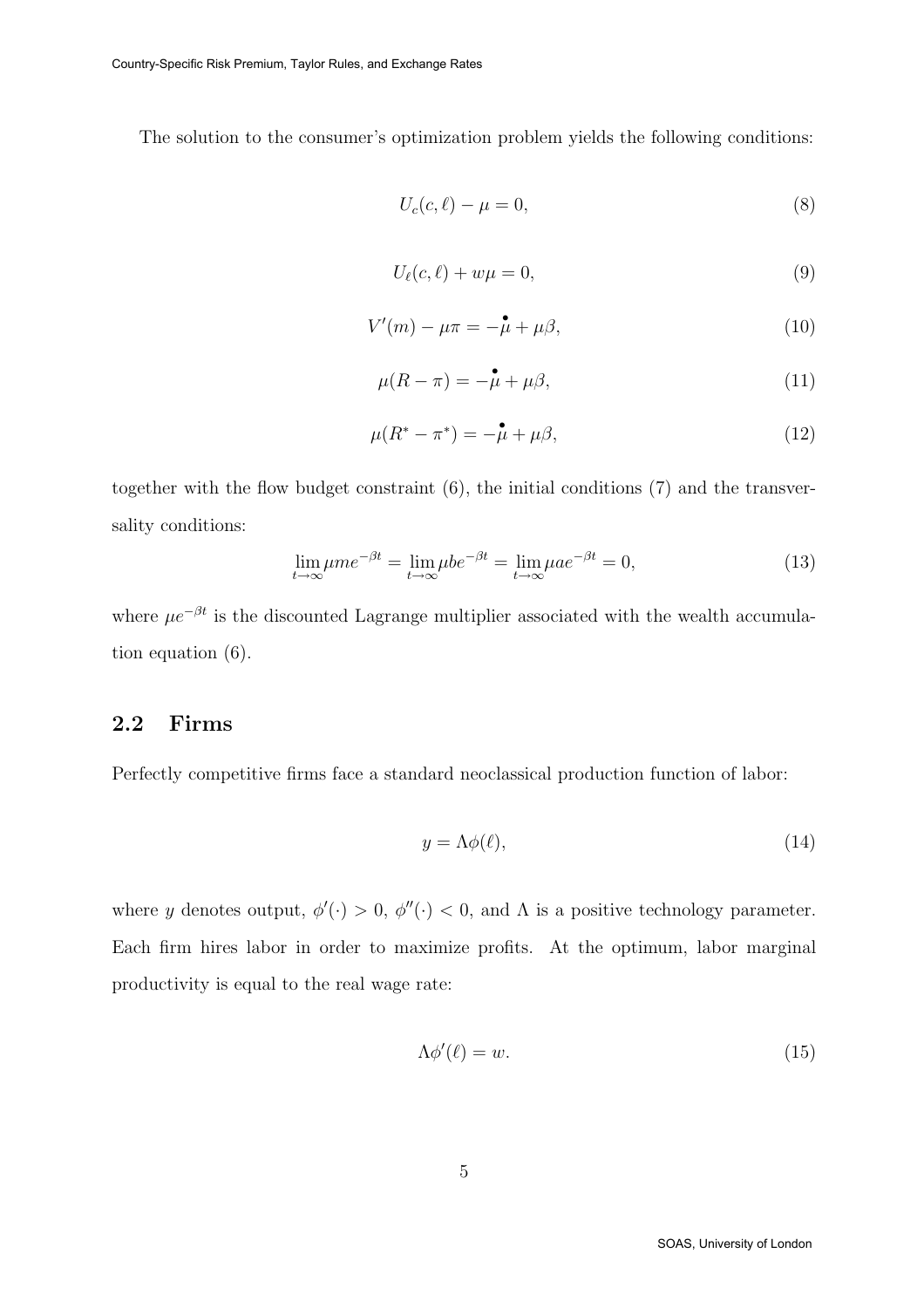The solution to the consumer's optimization problem yields the following conditions:

$$U_c(c, \ell) - \mu = 0, \tag{8}$$

$$U_\ell(c, \ell) + w\mu = 0, \tag{9}$$

$$V'(m) - \mu\pi = -\dot{\mu} + \mu\beta, \tag{10}$$

$$\mu(R - \pi) = -\dot{\mu} + \mu\beta, \tag{11}$$

$$\mu(R^* - \pi^*) = -\dot{\mu} + \mu\beta, \tag{12}$$

together with the flow budget constraint (6), the initial conditions (7) and the transversality conditions:

$$\lim_{t\to\infty} \mu m e^{-\beta t} = \lim_{t\to\infty} \mu b e^{-\beta t} = \lim_{t\to\infty} \mu a e^{-\beta t} = 0, \tag{13}$$

where $\mu e^{-\beta t}$ is the discounted Lagrange multiplier associated with the wealth accumulation equation (6).

## 2.2 Firms

Perfectly competitive firms face a standard neoclassical production function of labor:

$$y = \Lambda\phi(\ell), \tag{14}$$

where $y$ denotes output, $\phi'(\cdot) > 0$, $\phi''(\cdot) < 0$, and $\Lambda$ is a positive technology parameter. Each firm hires labor in order to maximize profits. At the optimum, labor marginal productivity is equal to the real wage rate:

$$\Lambda\phi'(\ell) = w. \tag{15}$$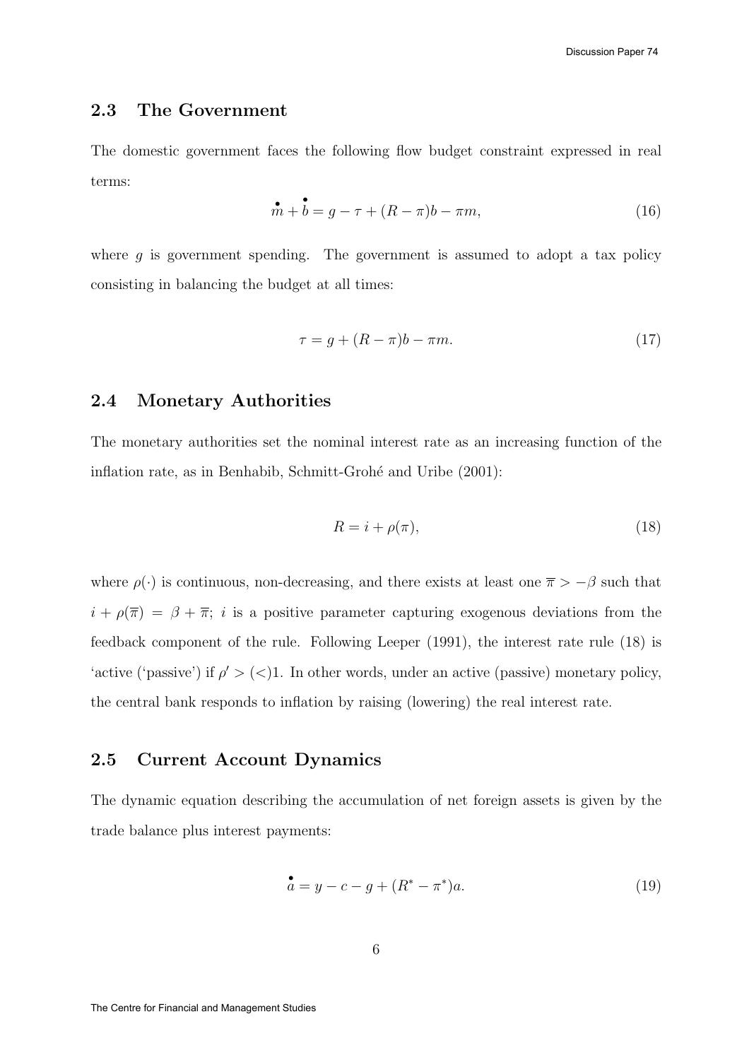## 2.3 The Government

The domestic government faces the following flow budget constraint expressed in real terms:

$$\dot{m} + \dot{b} = g - \tau + (R - \pi)b - \pi m, \tag{16}$$

where $g$ is government spending. The government is assumed to adopt a tax policy consisting in balancing the budget at all times:

$$\tau = g + (R - \pi)b - \pi m. \tag{17}$$

## 2.4 Monetary Authorities

The monetary authorities set the nominal interest rate as an increasing function of the inflation rate, as in Benhabib, Schmitt-Grohé and Uribe (2001):

$$R = i + \rho(\pi), \tag{18}$$

where $\rho(\cdot)$ is continuous, non-decreasing, and there exists at least one $\overline{\pi} > -\beta$ such that $i + \rho(\overline{\pi}) = \beta + \overline{\pi}$; $i$ is a positive parameter capturing exogenous deviations from the feedback component of the rule. Following Leeper (1991), the interest rate rule (18) is 'active ('passive') if $\rho' > (<) 1$. In other words, under an active (passive) monetary policy, the central bank responds to inflation by raising (lowering) the real interest rate.

## 2.5 Current Account Dynamics

The dynamic equation describing the accumulation of net foreign assets is given by the trade balance plus interest payments:

$$\dot{a} = y - c - g + (R^* - \pi^*)a. \tag{19}$$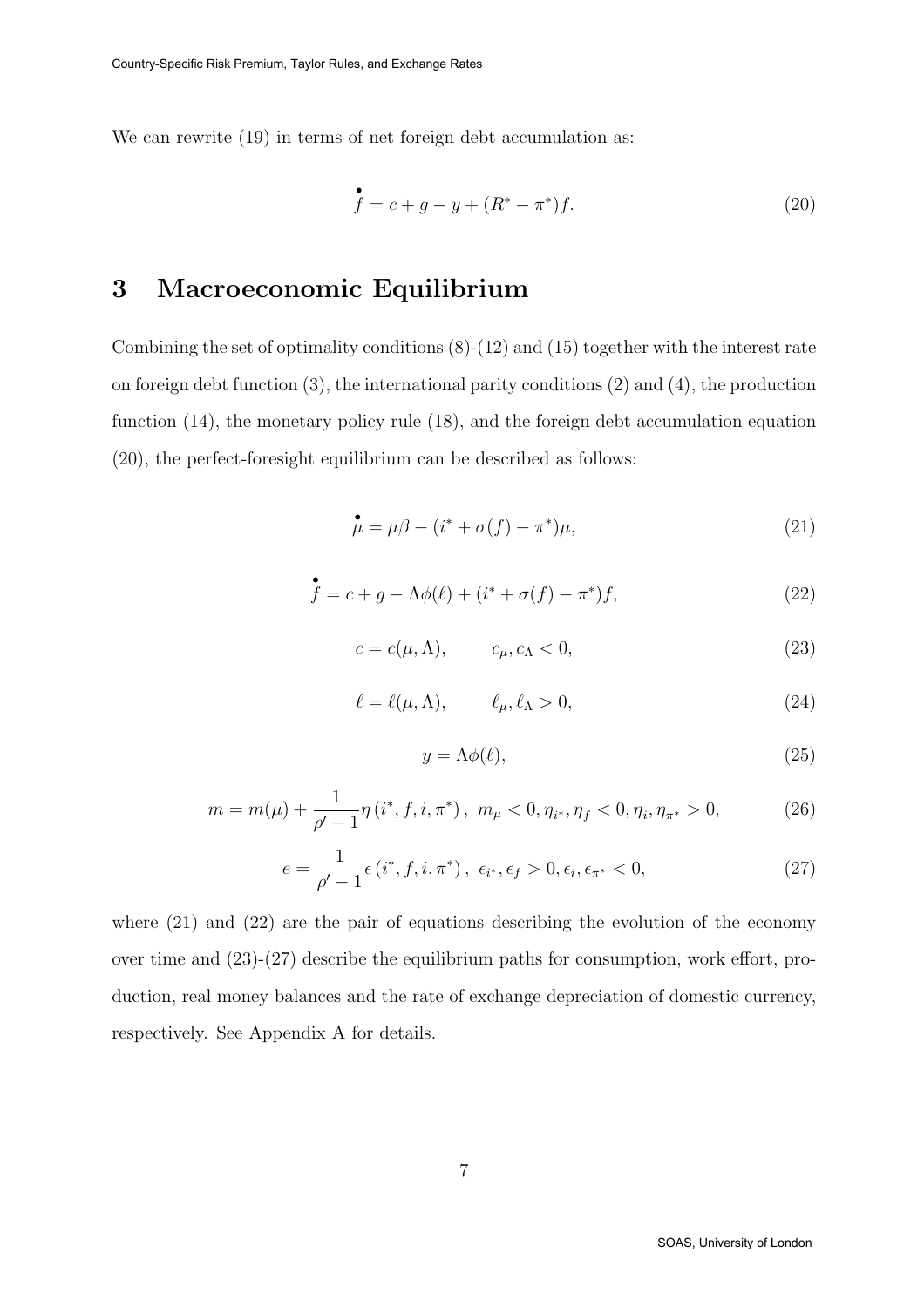We can rewrite (19) in terms of net foreign debt accumulation as:

$$\overset{\bullet}{f} = c + g - y + (R^* - \pi^*)f. \tag{20}$$

# 3 Macroeconomic Equilibrium

Combining the set of optimality conditions (8)-(12) and (15) together with the interest rate on foreign debt function (3), the international parity conditions (2) and (4), the production function (14), the monetary policy rule (18), and the foreign debt accumulation equation (20), the perfect-foresight equilibrium can be described as follows:

$$\overset{\bullet}{\mu} = \mu\beta - (i^* + \sigma(f) - \pi^*)\mu, \tag{21}$$

$$\overset{\bullet}{f} = c + g - \Lambda\phi(\ell) + (i^* + \sigma(f) - \pi^*)f, \tag{22}$$

$$c = c(\mu, \Lambda), \qquad c_\mu, c_\Lambda < 0, \tag{23}$$

$$\ell = \ell(\mu, \Lambda), \qquad \ell_\mu, \ell_\Lambda > 0, \tag{24}$$

$$y = \Lambda\phi(\ell), \tag{25}$$

$$m = m(\mu) + \frac{1}{\rho' - 1}\eta\left(i^*, f, i, \pi^*\right), \; m_\mu < 0, \eta_{i^*}, \eta_f < 0, \eta_i, \eta_{\pi^*} > 0, \tag{26}$$

$$e = \frac{1}{\rho' - 1}\epsilon\left(i^*, f, i, \pi^*\right), \; \epsilon_{i^*}, \epsilon_f > 0, \epsilon_i, \epsilon_{\pi^*} < 0, \tag{27}$$

where (21) and (22) are the pair of equations describing the evolution of the economy over time and (23)-(27) describe the equilibrium paths for consumption, work effort, production, real money balances and the rate of exchange depreciation of domestic currency, respectively. See Appendix A for details.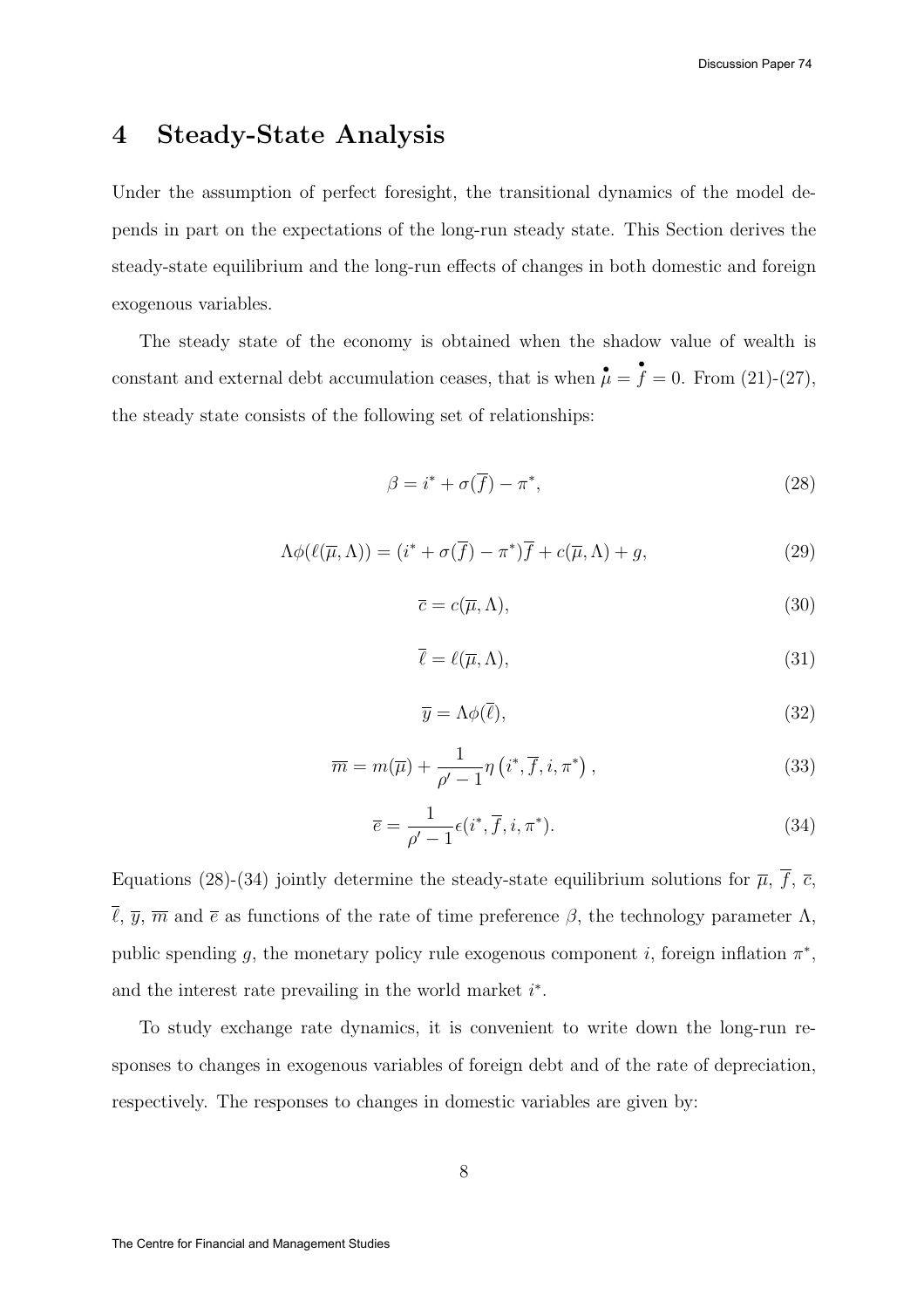# 4 Steady-State Analysis

Under the assumption of perfect foresight, the transitional dynamics of the model depends in part on the expectations of the long-run steady state. This Section derives the steady-state equilibrium and the long-run effects of changes in both domestic and foreign exogenous variables.

The steady state of the economy is obtained when the shadow value of wealth is constant and external debt accumulation ceases, that is when $\dot{\mu} = \dot{f} = 0$. From (21)-(27), the steady state consists of the following set of relationships:

$$\beta = i^* + \sigma(\overline{f}) - \pi^*, \tag{28}$$

$$\Lambda\phi(\ell(\overline{\mu}, \Lambda)) = (i^* + \sigma(\overline{f}) - \pi^*)\overline{f} + c(\overline{\mu}, \Lambda) + g, \tag{29}$$

$$\overline{c} = c(\overline{\mu}, \Lambda), \tag{30}$$

$$\overline{\ell} = \ell(\overline{\mu}, \Lambda), \tag{31}$$

$$\overline{y} = \Lambda\phi(\overline{\ell}), \tag{32}$$

$$\overline{m} = m(\overline{\mu}) + \frac{1}{\rho' - 1}\eta\left(i^*, \overline{f}, i, \pi^*\right), \tag{33}$$

$$\overline{e} = \frac{1}{\rho' - 1}\epsilon(i^*, \overline{f}, i, \pi^*). \tag{34}$$

Equations (28)-(34) jointly determine the steady-state equilibrium solutions for $\overline{\mu}$, $\overline{f}$, $\overline{c}$, $\overline{\ell}$, $\overline{y}$, $\overline{m}$ and $\overline{e}$ as functions of the rate of time preference $\beta$, the technology parameter $\Lambda$, public spending $g$, the monetary policy rule exogenous component $i$, foreign inflation $\pi^*$, and the interest rate prevailing in the world market $i^*$.

To study exchange rate dynamics, it is convenient to write down the long-run responses to changes in exogenous variables of foreign debt and of the rate of depreciation, respectively. The responses to changes in domestic variables are given by: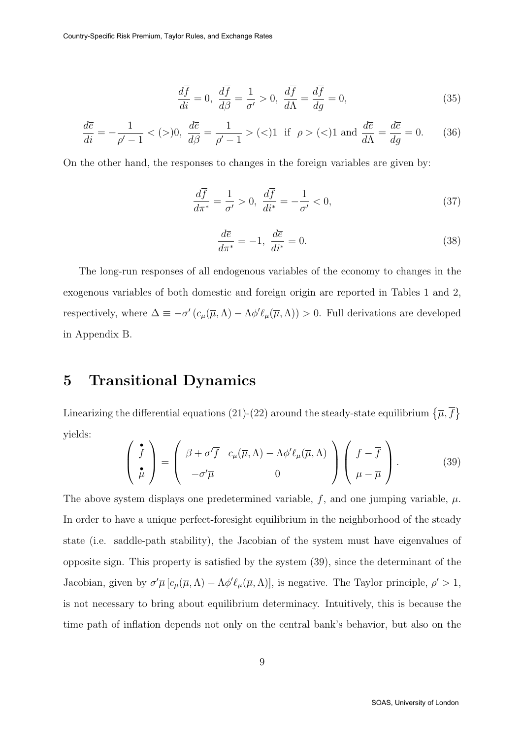$$\frac{d\overline{f}}{di} = 0,\ \frac{d\overline{f}}{d\beta} = \frac{1}{\sigma'} > 0,\ \frac{d\overline{f}}{d\Lambda} = \frac{d\overline{f}}{dg} = 0, \tag{35}$$

$$\frac{d\overline{e}}{di} = -\frac{1}{\rho' - 1} < (>)0,\ \frac{d\overline{e}}{d\beta} = \frac{1}{\rho' - 1} > (<)1 \text{ if } \rho > (<)1 \text{ and } \frac{d\overline{e}}{d\Lambda} = \frac{d\overline{e}}{dg} = 0. \tag{36}$$

On the other hand, the responses to changes in the foreign variables are given by:

$$\frac{d\overline{f}}{d\pi^*} = \frac{1}{\sigma'} > 0,\ \frac{d\overline{f}}{di^*} = -\frac{1}{\sigma'} < 0, \tag{37}$$

$$\frac{d\overline{e}}{d\pi^*} = -1,\ \frac{d\overline{e}}{di^*} = 0. \tag{38}$$

The long-run responses of all endogenous variables of the economy to changes in the exogenous variables of both domestic and foreign origin are reported in Tables 1 and 2, respectively, where $\Delta \equiv -\sigma'\left(c_\mu(\overline{\mu}, \Lambda) - \Lambda\phi'\ell_\mu(\overline{\mu}, \Lambda)\right) > 0$. Full derivations are developed in Appendix B.

# 5 Transitional Dynamics

Linearizing the differential equations (21)-(22) around the steady-state equilibrium $\left\{\overline{\mu}, \overline{f}\right\}$ yields:

$$\begin{pmatrix} \overset{\bullet}{f} \\ \overset{\bullet}{\mu} \end{pmatrix} = \begin{pmatrix} \beta + \sigma'\overline{f} & c_\mu(\overline{\mu}, \Lambda) - \Lambda\phi'\ell_\mu(\overline{\mu}, \Lambda) \\ -\sigma'\overline{\mu} & 0 \end{pmatrix} \begin{pmatrix} f - \overline{f} \\ \mu - \overline{\mu} \end{pmatrix}. \tag{39}$$

The above system displays one predetermined variable, $f$, and one jumping variable, $\mu$. In order to have a unique perfect-foresight equilibrium in the neighborhood of the steady state (i.e. saddle-path stability), the Jacobian of the system must have eigenvalues of opposite sign. This property is satisfied by the system (39), since the determinant of the Jacobian, given by $\sigma'\overline{\mu}\left[c_\mu(\overline{\mu}, \Lambda) - \Lambda\phi'\ell_\mu(\overline{\mu}, \Lambda)\right]$, is negative. The Taylor principle, $\rho' > 1$, is not necessary to bring about equilibrium determinacy. Intuitively, this is because the time path of inflation depends not only on the central bank's behavior, but also on the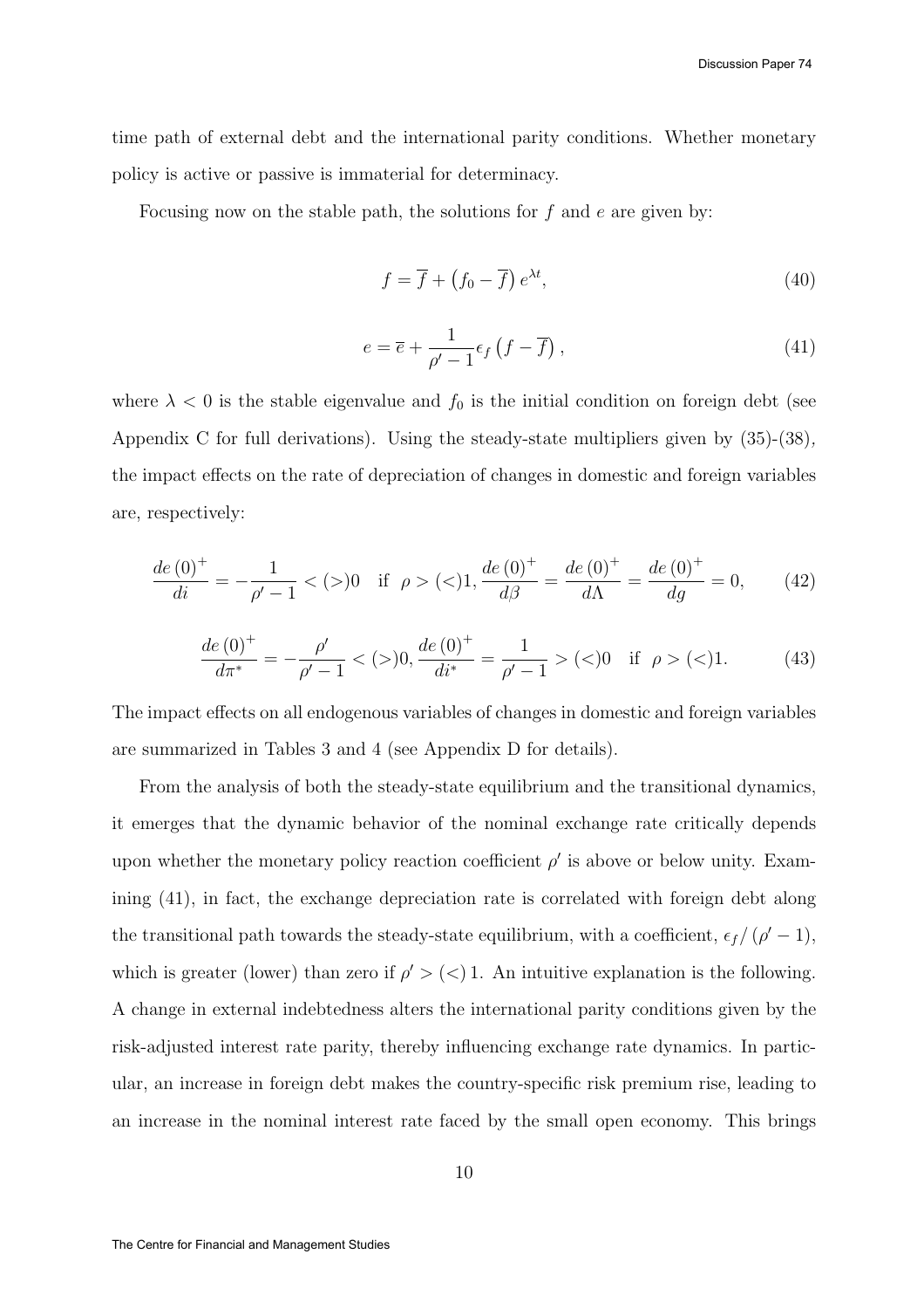time path of external debt and the international parity conditions. Whether monetary policy is active or passive is immaterial for determinacy.

Focusing now on the stable path, the solutions for $f$ and $e$ are given by:

$$f = \overline{f} + \left(f_0 - \overline{f}\right) e^{\lambda t}, \tag{40}$$

$$e = \overline{e} + \frac{1}{\rho' - 1} \epsilon_f \left(f - \overline{f}\right), \tag{41}$$

where $\lambda < 0$ is the stable eigenvalue and $f_0$ is the initial condition on foreign debt (see Appendix C for full derivations). Using the steady-state multipliers given by (35)-(38), the impact effects on the rate of depreciation of changes in domestic and foreign variables are, respectively:

$$\frac{de(0)^+}{di} = -\frac{1}{\rho' - 1} < (>) 0 \quad \text{if} \ \ \rho > (<) 1, \frac{de(0)^+}{d\beta} = \frac{de(0)^+}{d\Lambda} = \frac{de(0)^+}{dg} = 0, \tag{42}$$

$$\frac{de(0)^+}{d\pi^*} = -\frac{\rho'}{\rho' - 1} < (>) 0, \frac{de(0)^+}{di^*} = \frac{1}{\rho' - 1} > (<) 0 \quad \text{if} \ \ \rho > (<) 1. \tag{43}$$

The impact effects on all endogenous variables of changes in domestic and foreign variables are summarized in Tables 3 and 4 (see Appendix D for details).

From the analysis of both the steady-state equilibrium and the transitional dynamics, it emerges that the dynamic behavior of the nominal exchange rate critically depends upon whether the monetary policy reaction coefficient $\rho'$ is above or below unity. Examining (41), in fact, the exchange depreciation rate is correlated with foreign debt along the transitional path towards the steady-state equilibrium, with a coefficient, $\epsilon_f / (\rho' - 1)$, which is greater (lower) than zero if $\rho' > (<) 1$. An intuitive explanation is the following. A change in external indebtedness alters the international parity conditions given by the risk-adjusted interest rate parity, thereby influencing exchange rate dynamics. In particular, an increase in foreign debt makes the country-specific risk premium rise, leading to an increase in the nominal interest rate faced by the small open economy. This brings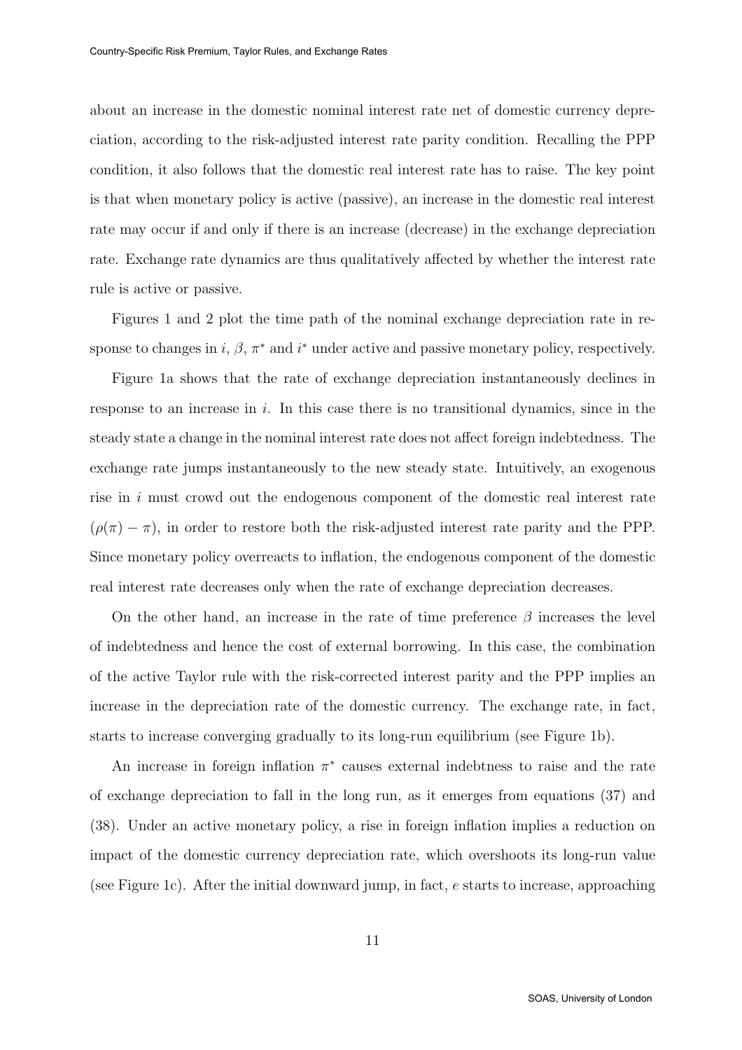about an increase in the domestic nominal interest rate net of domestic currency depreciation, according to the risk-adjusted interest rate parity condition. Recalling the PPP condition, it also follows that the domestic real interest rate has to raise. The key point is that when monetary policy is active (passive), an increase in the domestic real interest rate may occur if and only if there is an increase (decrease) in the exchange depreciation rate. Exchange rate dynamics are thus qualitatively affected by whether the interest rate rule is active or passive.

Figures 1 and 2 plot the time path of the nominal exchange depreciation rate in response to changes in $i$, $\beta$, $\pi^*$ and $i^*$ under active and passive monetary policy, respectively.

Figure 1a shows that the rate of exchange depreciation instantaneously declines in response to an increase in $i$. In this case there is no transitional dynamics, since in the steady state a change in the nominal interest rate does not affect foreign indebtedness. The exchange rate jumps instantaneously to the new steady state. Intuitively, an exogenous rise in $i$ must crowd out the endogenous component of the domestic real interest rate $(\rho(\pi) - \pi)$, in order to restore both the risk-adjusted interest rate parity and the PPP. Since monetary policy overreacts to inflation, the endogenous component of the domestic real interest rate decreases only when the rate of exchange depreciation decreases.

On the other hand, an increase in the rate of time preference $\beta$ increases the level of indebtedness and hence the cost of external borrowing. In this case, the combination of the active Taylor rule with the risk-corrected interest parity and the PPP implies an increase in the depreciation rate of the domestic currency. The exchange rate, in fact, starts to increase converging gradually to its long-run equilibrium (see Figure 1b).

An increase in foreign inflation $\pi^*$ causes external indebtness to raise and the rate of exchange depreciation to fall in the long run, as it emerges from equations (37) and (38). Under an active monetary policy, a rise in foreign inflation implies a reduction on impact of the domestic currency depreciation rate, which overshoots its long-run value (see Figure 1c). After the initial downward jump, in fact, $e$ starts to increase, approaching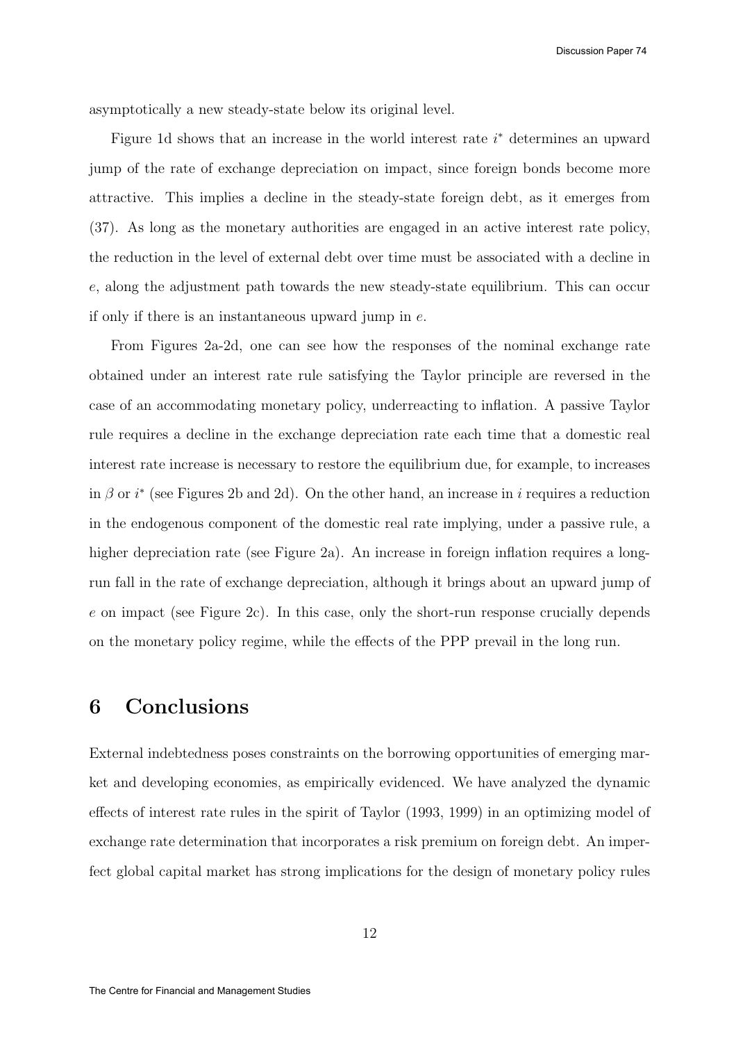asymptotically a new steady-state below its original level.

Figure 1d shows that an increase in the world interest rate $i^*$ determines an upward jump of the rate of exchange depreciation on impact, since foreign bonds become more attractive. This implies a decline in the steady-state foreign debt, as it emerges from (37). As long as the monetary authorities are engaged in an active interest rate policy, the reduction in the level of external debt over time must be associated with a decline in $e$, along the adjustment path towards the new steady-state equilibrium. This can occur if only if there is an instantaneous upward jump in $e$.

From Figures 2a-2d, one can see how the responses of the nominal exchange rate obtained under an interest rate rule satisfying the Taylor principle are reversed in the case of an accommodating monetary policy, underreacting to inflation. A passive Taylor rule requires a decline in the exchange depreciation rate each time that a domestic real interest rate increase is necessary to restore the equilibrium due, for example, to increases in $\beta$ or $i^*$ (see Figures 2b and 2d). On the other hand, an increase in $i$ requires a reduction in the endogenous component of the domestic real rate implying, under a passive rule, a higher depreciation rate (see Figure 2a). An increase in foreign inflation requires a long-run fall in the rate of exchange depreciation, although it brings about an upward jump of $e$ on impact (see Figure 2c). In this case, only the short-run response crucially depends on the monetary policy regime, while the effects of the PPP prevail in the long run.

## 6 Conclusions

External indebtedness poses constraints on the borrowing opportunities of emerging market and developing economies, as empirically evidenced. We have analyzed the dynamic effects of interest rate rules in the spirit of Taylor (1993, 1999) in an optimizing model of exchange rate determination that incorporates a risk premium on foreign debt. An imperfect global capital market has strong implications for the design of monetary policy rules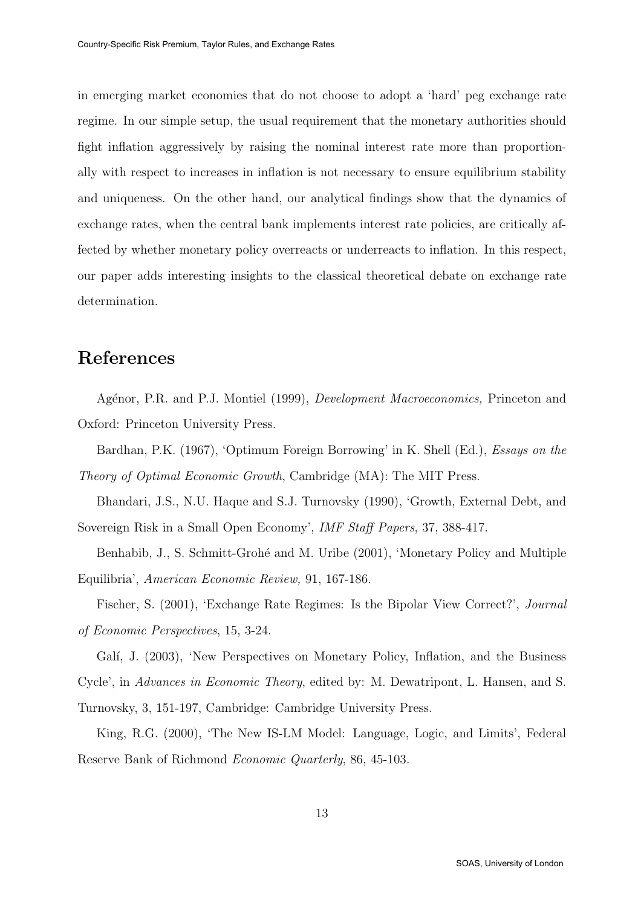in emerging market economies that do not choose to adopt a 'hard' peg exchange rate regime. In our simple setup, the usual requirement that the monetary authorities should fight inflation aggressively by raising the nominal interest rate more than proportionally with respect to increases in inflation is not necessary to ensure equilibrium stability and uniqueness. On the other hand, our analytical findings show that the dynamics of exchange rates, when the central bank implements interest rate policies, are critically affected by whether monetary policy overreacts or underreacts to inflation. In this respect, our paper adds interesting insights to the classical theoretical debate on exchange rate determination.

# References

Agénor, P.R. and P.J. Montiel (1999), *Development Macroeconomics,* Princeton and Oxford: Princeton University Press.

Bardhan, P.K. (1967), 'Optimum Foreign Borrowing' in K. Shell (Ed.), *Essays on the Theory of Optimal Economic Growth*, Cambridge (MA): The MIT Press.

Bhandari, J.S., N.U. Haque and S.J. Turnovsky (1990), 'Growth, External Debt, and Sovereign Risk in a Small Open Economy', *IMF Staff Papers*, 37, 388-417.

Benhabib, J., S. Schmitt-Grohé and M. Uribe (2001), 'Monetary Policy and Multiple Equilibria', *American Economic Review,* 91, 167-186.

Fischer, S. (2001), 'Exchange Rate Regimes: Is the Bipolar View Correct?', *Journal of Economic Perspectives*, 15, 3-24.

Galí, J. (2003), 'New Perspectives on Monetary Policy, Inflation, and the Business Cycle', in *Advances in Economic Theory*, edited by: M. Dewatripont, L. Hansen, and S. Turnovsky, 3, 151-197, Cambridge: Cambridge University Press.

King, R.G. (2000), 'The New IS-LM Model: Language, Logic, and Limits', Federal Reserve Bank of Richmond *Economic Quarterly*, 86, 45-103.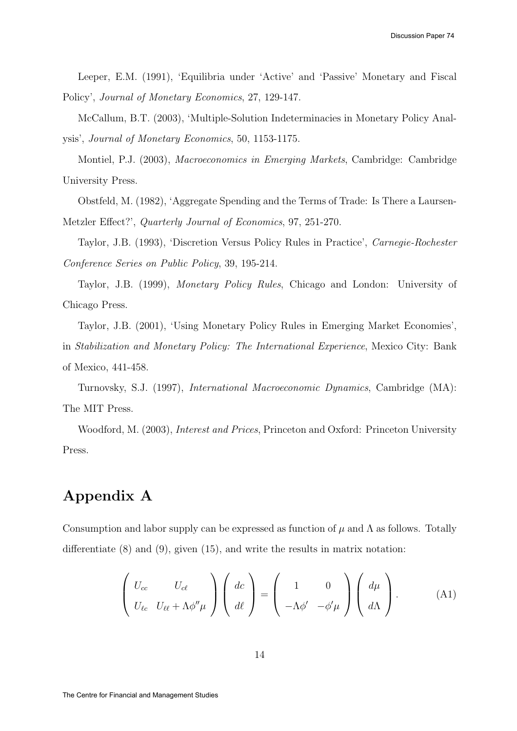Leeper, E.M. (1991), 'Equilibria under 'Active' and 'Passive' Monetary and Fiscal Policy', *Journal of Monetary Economics*, 27, 129-147.

McCallum, B.T. (2003), 'Multiple-Solution Indeterminacies in Monetary Policy Analysis', *Journal of Monetary Economics*, 50, 1153-1175.

Montiel, P.J. (2003), *Macroeconomics in Emerging Markets*, Cambridge: Cambridge University Press.

Obstfeld, M. (1982), 'Aggregate Spending and the Terms of Trade: Is There a Laursen-Metzler Effect?', *Quarterly Journal of Economics*, 97, 251-270.

Taylor, J.B. (1993), 'Discretion Versus Policy Rules in Practice', *Carnegie-Rochester Conference Series on Public Policy*, 39, 195-214.

Taylor, J.B. (1999), *Monetary Policy Rules*, Chicago and London: University of Chicago Press.

Taylor, J.B. (2001), 'Using Monetary Policy Rules in Emerging Market Economies', in *Stabilization and Monetary Policy: The International Experience*, Mexico City: Bank of Mexico, 441-458.

Turnovsky, S.J. (1997), *International Macroeconomic Dynamics*, Cambridge (MA): The MIT Press.

Woodford, M. (2003), *Interest and Prices*, Princeton and Oxford: Princeton University Press.

# Appendix A

Consumption and labor supply can be expressed as function of $\mu$ and $\Lambda$ as follows. Totally differentiate (8) and (9), given (15), and write the results in matrix notation:

$$\begin{pmatrix} U_{cc} & U_{c\ell} \\ U_{\ell c} & U_{\ell\ell} + \Lambda\phi''\mu \end{pmatrix} \begin{pmatrix} dc \\ d\ell \end{pmatrix} = \begin{pmatrix} 1 & 0 \\ -\Lambda\phi' & -\phi'\mu \end{pmatrix} \begin{pmatrix} d\mu \\ d\Lambda \end{pmatrix}. \tag{A1}$$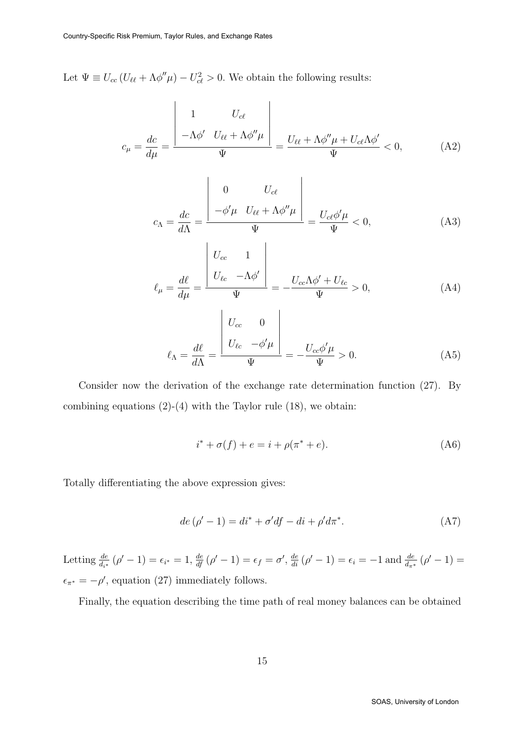Let $\Psi \equiv U_{cc}\left(U_{\ell\ell} + \Lambda\phi''\mu\right) - U_{c\ell}^2 > 0$. We obtain the following results:

$$c_\mu = \frac{dc}{d\mu} = \frac{\begin{vmatrix} 1 & U_{c\ell} \\ -\Lambda\phi' & U_{\ell\ell} + \Lambda\phi''\mu \end{vmatrix}}{\Psi} = \frac{U_{\ell\ell} + \Lambda\phi''\mu + U_{c\ell}\Lambda\phi'}{\Psi} < 0, \tag{A2}$$

$$c_\Lambda = \frac{dc}{d\Lambda} = \frac{\begin{vmatrix} 0 & U_{c\ell} \\ -\phi'\mu & U_{\ell\ell} + \Lambda\phi''\mu \end{vmatrix}}{\Psi} = \frac{U_{c\ell}\phi'\mu}{\Psi} < 0, \tag{A3}$$

$$\ell_\mu = \frac{d\ell}{d\mu} = \frac{\begin{vmatrix} U_{cc} & 1 \\ U_{\ell c} & -\Lambda\phi' \end{vmatrix}}{\Psi} = -\frac{U_{cc}\Lambda\phi' + U_{\ell c}}{\Psi} > 0, \tag{A4}$$

$$\ell_\Lambda = \frac{d\ell}{d\Lambda} = \frac{\begin{vmatrix} U_{cc} & 0 \\ U_{\ell c} & -\phi'\mu \end{vmatrix}}{\Psi} = -\frac{U_{cc}\phi'\mu}{\Psi} > 0. \tag{A5}$$

Consider now the derivation of the exchange rate determination function (27). By combining equations (2)-(4) with the Taylor rule (18), we obtain:

$$i^* + \sigma(f) + e = i + \rho(\pi^* + e). \tag{A6}$$

Totally differentiating the above expression gives:

$$de\left(\rho' - 1\right) = di^* + \sigma' df - di + \rho' d\pi^*. \tag{A7}$$

Letting $\frac{de}{d_{i^*}}\left(\rho' - 1\right) = \epsilon_{i^*} = 1$, $\frac{de}{df}\left(\rho' - 1\right) = \epsilon_f = \sigma'$, $\frac{de}{di}\left(\rho' - 1\right) = \epsilon_i = -1$ and $\frac{de}{d_{\pi^*}}\left(\rho' - 1\right) = \epsilon_{\pi^*} = -\rho'$, equation (27) immediately follows.

Finally, the equation describing the time path of real money balances can be obtained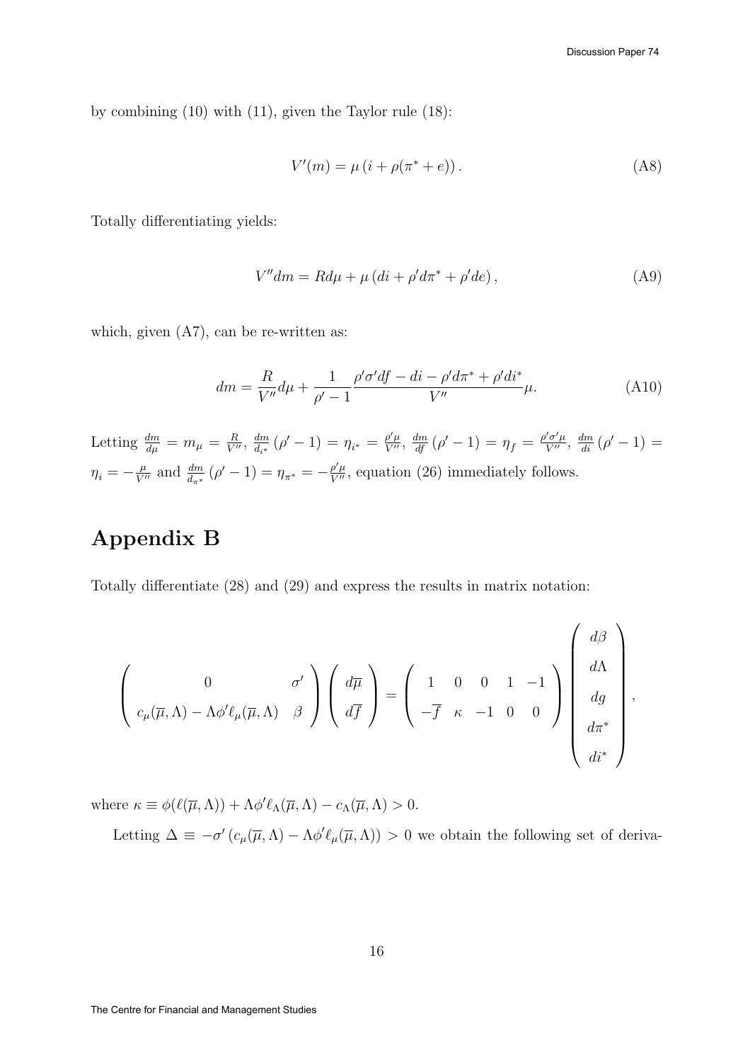by combining (10) with (11), given the Taylor rule (18):

$$V'(m) = \mu \left( i + \rho(\pi^* + e) \right). \tag{A8}$$

Totally differentiating yields:

$$V'' dm = R d\mu + \mu \left( di + \rho' d\pi^* + \rho' de \right), \tag{A9}$$

which, given (A7), can be re-written as:

$$dm = \frac{R}{V''} d\mu + \frac{1}{\rho' - 1} \frac{\rho' \sigma' df - di - \rho' d\pi^* + \rho' di^*}{V''} \mu. \tag{A10}$$

Letting $\frac{dm}{d\mu} = m_\mu = \frac{R}{V''}$, $\frac{dm}{d_{i^*}} (\rho' - 1) = \eta_{i^*} = \frac{\rho' \mu}{V''}$, $\frac{dm}{df} (\rho' - 1) = \eta_f = \frac{\rho' \sigma' \mu}{V''}$, $\frac{dm}{di} (\rho' - 1) = \eta_i = -\frac{\mu}{V''}$ and $\frac{dm}{d_{\pi^*}} (\rho' - 1) = \eta_{\pi^*} = -\frac{\rho' \mu}{V''}$, equation (26) immediately follows.

# Appendix B

Totally differentiate (28) and (29) and express the results in matrix notation:

$$\begin{pmatrix} 0 & \sigma' \\ c_\mu(\overline{\mu}, \Lambda) - \Lambda \phi' \ell_\mu(\overline{\mu}, \Lambda) & \beta \end{pmatrix} \begin{pmatrix} d\overline{\mu} \\ d\overline{f} \end{pmatrix} = \begin{pmatrix} 1 & 0 & 0 & 1 & -1 \\ -\overline{f} & \kappa & -1 & 0 & 0 \end{pmatrix} \begin{pmatrix} d\beta \\ d\Lambda \\ dg \\ d\pi^* \\ di^* \end{pmatrix},$$

where $\kappa \equiv \phi(\ell(\overline{\mu}, \Lambda)) + \Lambda \phi' \ell_\Lambda(\overline{\mu}, \Lambda) - c_\Lambda(\overline{\mu}, \Lambda) > 0$.

Letting $\Delta \equiv -\sigma' \left( c_\mu(\overline{\mu}, \Lambda) - \Lambda \phi' \ell_\mu(\overline{\mu}, \Lambda) \right) > 0$ we obtain the following set of deriva-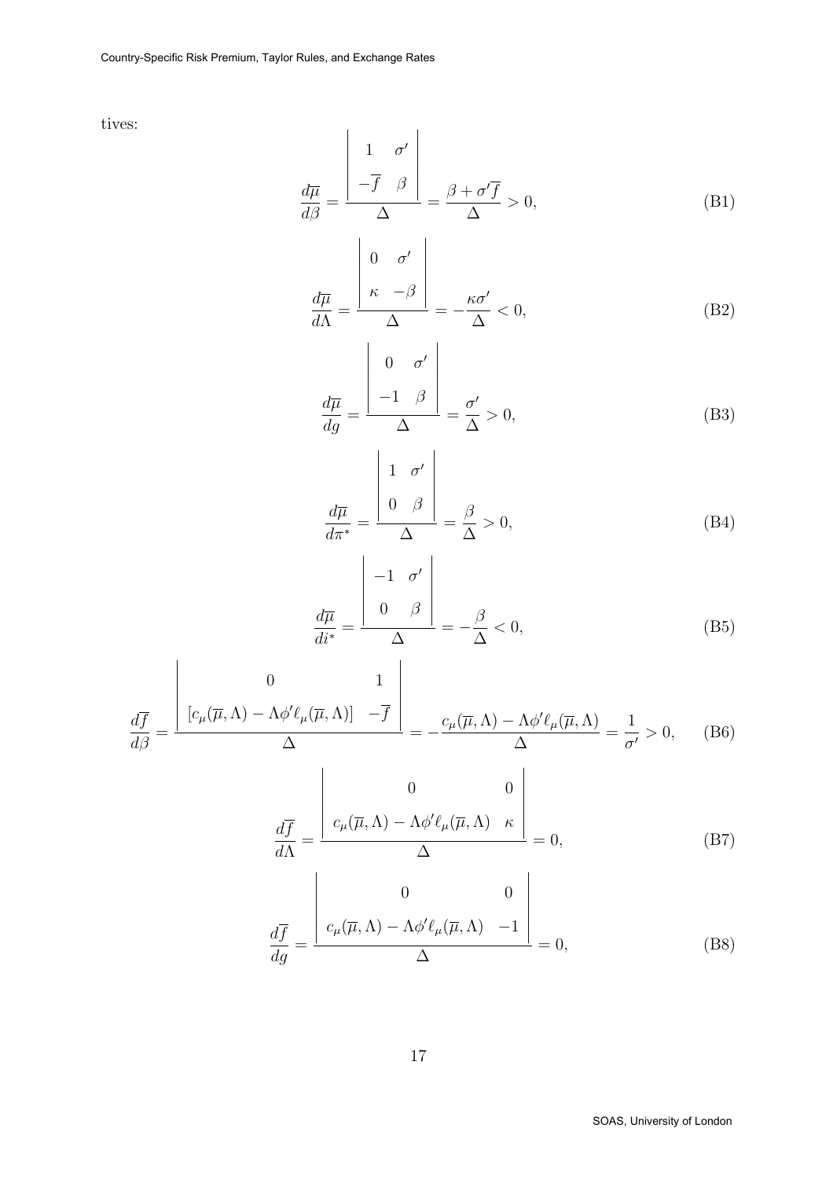tives:

$$\frac{d\overline{\mu}}{d\beta} = \frac{\begin{vmatrix} 1 & \sigma' \\ -\overline{f} & \beta \end{vmatrix}}{\Delta} = \frac{\beta + \sigma'\overline{f}}{\Delta} > 0, \tag{B1}$$

$$\frac{d\overline{\mu}}{d\Lambda} = \frac{\begin{vmatrix} 0 & \sigma' \\ \kappa & -\beta \end{vmatrix}}{\Delta} = -\frac{\kappa\sigma'}{\Delta} < 0, \tag{B2}$$

$$\frac{d\overline{\mu}}{dg} = \frac{\begin{vmatrix} 0 & \sigma' \\ -1 & \beta \end{vmatrix}}{\Delta} = \frac{\sigma'}{\Delta} > 0, \tag{B3}$$

$$\frac{d\overline{\mu}}{d\pi^*} = \frac{\begin{vmatrix} 1 & \sigma' \\ 0 & \beta \end{vmatrix}}{\Delta} = \frac{\beta}{\Delta} > 0, \tag{B4}$$

$$\frac{d\overline{\mu}}{di^*} = \frac{\begin{vmatrix} -1 & \sigma' \\ 0 & \beta \end{vmatrix}}{\Delta} = -\frac{\beta}{\Delta} < 0, \tag{B5}$$

$$\frac{d\overline{f}}{d\beta} = \frac{\begin{vmatrix} 0 & 1 \\ [c_\mu(\overline{\mu}, \Lambda) - \Lambda\phi'\ell_\mu(\overline{\mu}, \Lambda)] & -\overline{f} \end{vmatrix}}{\Delta} = -\frac{c_\mu(\overline{\mu}, \Lambda) - \Lambda\phi'\ell_\mu(\overline{\mu}, \Lambda)}{\Delta} = \frac{1}{\sigma'} > 0, \tag{B6}$$

$$\frac{d\overline{f}}{d\Lambda} = \frac{\begin{vmatrix} 0 & 0 \\ c_\mu(\overline{\mu}, \Lambda) - \Lambda\phi'\ell_\mu(\overline{\mu}, \Lambda) & \kappa \end{vmatrix}}{\Delta} = 0, \tag{B7}$$

$$\frac{d\overline{f}}{dg} = \frac{\begin{vmatrix} 0 & 0 \\ c_\mu(\overline{\mu}, \Lambda) - \Lambda\phi'\ell_\mu(\overline{\mu}, \Lambda) & -1 \end{vmatrix}}{\Delta} = 0, \tag{B8}$$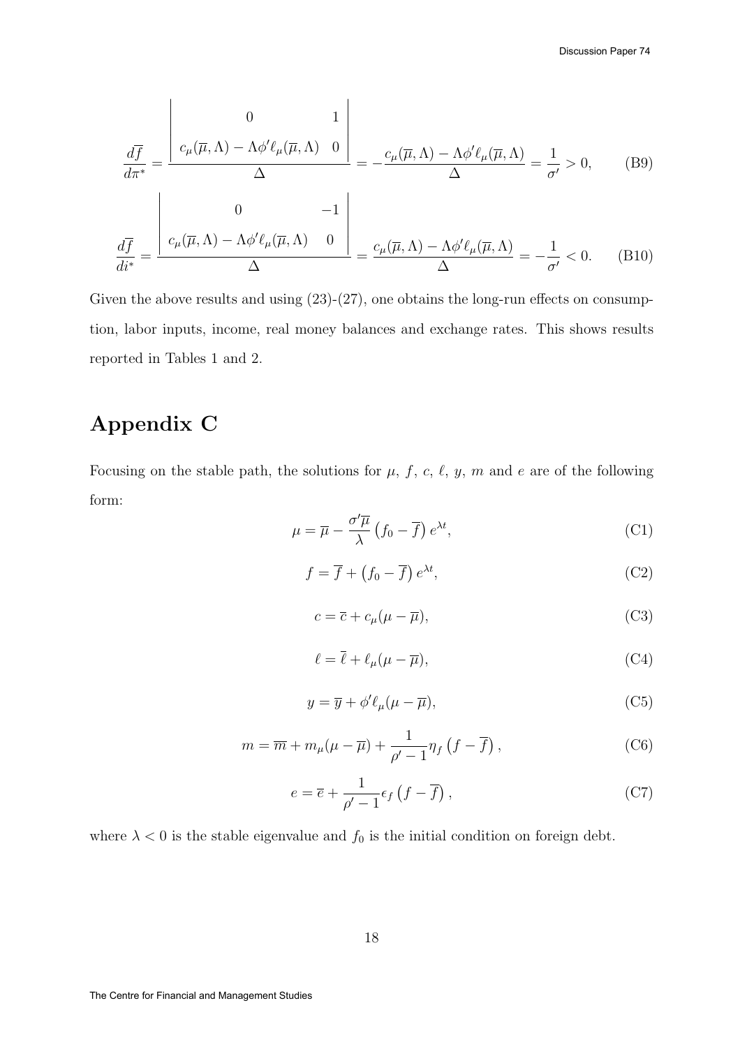$$\frac{d\overline{f}}{d\pi^*} = \frac{\begin{vmatrix} 0 & 1 \\ c_\mu(\overline{\mu},\Lambda) - \Lambda\phi'\ell_\mu(\overline{\mu},\Lambda) & 0 \end{vmatrix}}{\Delta} = -\frac{c_\mu(\overline{\mu},\Lambda) - \Lambda\phi'\ell_\mu(\overline{\mu},\Lambda)}{\Delta} = \frac{1}{\sigma'} > 0, \tag{B9}$$

$$\frac{d\overline{f}}{di^*} = \frac{\begin{vmatrix} 0 & -1 \\ c_\mu(\overline{\mu},\Lambda) - \Lambda\phi'\ell_\mu(\overline{\mu},\Lambda) & 0 \end{vmatrix}}{\Delta} = \frac{c_\mu(\overline{\mu},\Lambda) - \Lambda\phi'\ell_\mu(\overline{\mu},\Lambda)}{\Delta} = -\frac{1}{\sigma'} < 0. \tag{B10}$$

Given the above results and using (23)-(27), one obtains the long-run effects on consumption, labor inputs, income, real money balances and exchange rates. This shows results reported in Tables 1 and 2.

# Appendix C

Focusing on the stable path, the solutions for $\mu$, $f$, $c$, $\ell$, $y$, $m$ and $e$ are of the following form:

$$\mu = \overline{\mu} - \frac{\sigma'\overline{\mu}}{\lambda}\left(f_0 - \overline{f}\right)e^{\lambda t}, \tag{C1}$$

$$f = \overline{f} + \left(f_0 - \overline{f}\right)e^{\lambda t}, \tag{C2}$$

$$c = \overline{c} + c_\mu(\mu - \overline{\mu}), \tag{C3}$$

$$\ell = \overline{\ell} + \ell_\mu(\mu - \overline{\mu}), \tag{C4}$$

$$y = \overline{y} + \phi'\ell_\mu(\mu - \overline{\mu}), \tag{C5}$$

$$m = \overline{m} + m_\mu(\mu - \overline{\mu}) + \frac{1}{\rho' - 1}\eta_f\left(f - \overline{f}\right), \tag{C6}$$

$$e = \overline{e} + \frac{1}{\rho' - 1}\epsilon_f\left(f - \overline{f}\right), \tag{C7}$$

where $\lambda < 0$ is the stable eigenvalue and $f_0$ is the initial condition on foreign debt.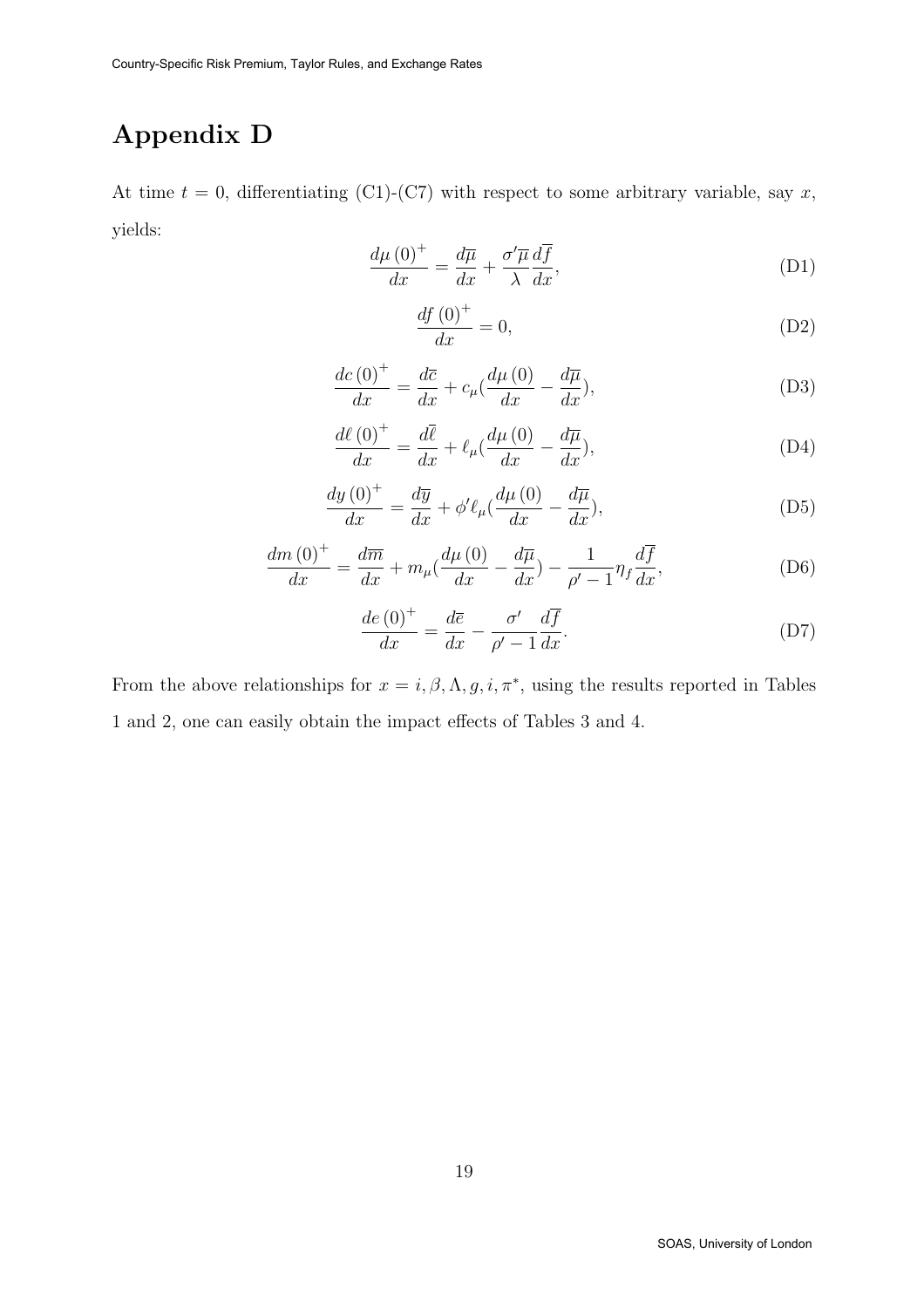# Appendix D

At time $t = 0$, differentiating (C1)-(C7) with respect to some arbitrary variable, say $x$, yields:

$$\frac{d\mu(0)^{+}}{dx} = \frac{d\overline{\mu}}{dx} + \frac{\sigma'\overline{\mu}}{\lambda}\frac{d\overline{f}}{dx}, \tag{D1}$$

$$\frac{df(0)^{+}}{dx} = 0, \tag{D2}$$

$$\frac{dc(0)^{+}}{dx} = \frac{d\overline{c}}{dx} + c_{\mu}(\frac{d\mu(0)}{dx} - \frac{d\overline{\mu}}{dx}), \tag{D3}$$

$$\frac{d\ell(0)^{+}}{dx} = \frac{d\overline{\ell}}{dx} + \ell_{\mu}(\frac{d\mu(0)}{dx} - \frac{d\overline{\mu}}{dx}), \tag{D4}$$

$$\frac{dy(0)^{+}}{dx} = \frac{d\overline{y}}{dx} + \phi'\ell_{\mu}(\frac{d\mu(0)}{dx} - \frac{d\overline{\mu}}{dx}), \tag{D5}$$

$$\frac{dm(0)^{+}}{dx} = \frac{d\overline{m}}{dx} + m_{\mu}(\frac{d\mu(0)}{dx} - \frac{d\overline{\mu}}{dx}) - \frac{1}{\rho' - 1}\eta_{f}\frac{d\overline{f}}{dx}, \tag{D6}$$

$$\frac{de(0)^{+}}{dx} = \frac{d\overline{e}}{dx} - \frac{\sigma'}{\rho' - 1}\frac{d\overline{f}}{dx}. \tag{D7}$$

From the above relationships for $x = i, \beta, \Lambda, g, i, \pi^{*}$, using the results reported in Tables 1 and 2, one can easily obtain the impact effects of Tables 3 and 4.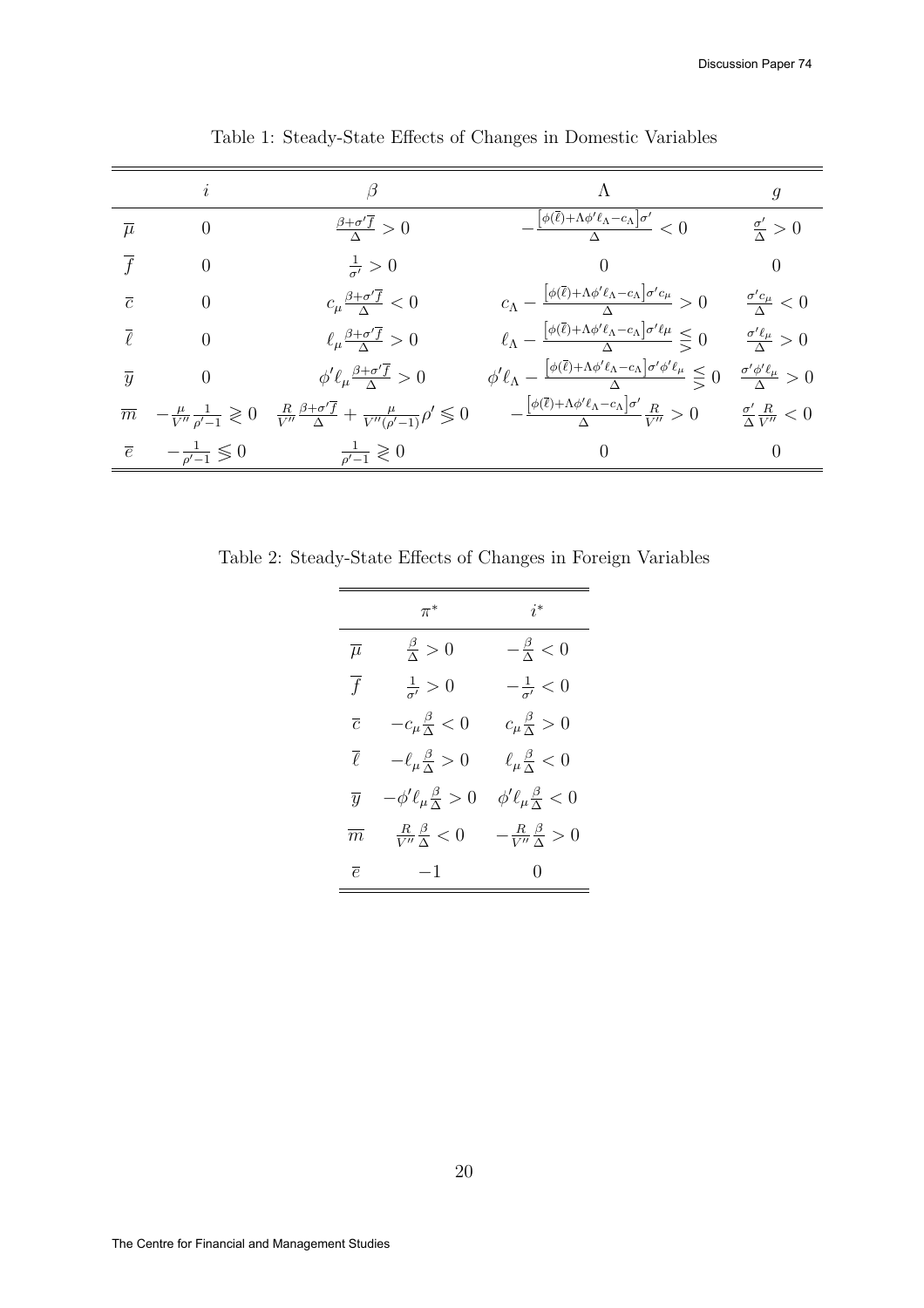Table 1: Steady-State Effects of Changes in Domestic Variables

| | $i$ | $\beta$ | $\Lambda$ | $g$ |
|---|---|---|---|---|
| $\overline{\mu}$ | $0$ | $\frac{\beta+\sigma'\overline{f}}{\Delta} > 0$ | $-\frac{\left[\phi(\overline{\ell})+\Lambda\phi'\ell_\Lambda-c_\Lambda\right]\sigma'}{\Delta} < 0$ | $\frac{\sigma'}{\Delta} > 0$ |
| $\overline{f}$ | $0$ | $\frac{1}{\sigma'} > 0$ | $0$ | $0$ |
| $\overline{c}$ | $0$ | $c_\mu\frac{\beta+\sigma'\overline{f}}{\Delta} < 0$ | $c_\Lambda - \frac{\left[\phi(\overline{\ell})+\Lambda\phi'\ell_\Lambda-c_\Lambda\right]\sigma' c_\mu}{\Delta} > 0$ | $\frac{\sigma' c_\mu}{\Delta} < 0$ |
| $\overline{\ell}$ | $0$ | $\ell_\mu\frac{\beta+\sigma'\overline{f}}{\Delta} > 0$ | $\ell_\Lambda - \frac{\left[\phi(\overline{\ell})+\Lambda\phi'\ell_\Lambda-c_\Lambda\right]\sigma'\ell_\mu}{\Delta} \lesseqgtr 0$ | $\frac{\sigma'\ell_\mu}{\Delta} > 0$ |
| $\overline{y}$ | $0$ | $\phi'\ell_\mu\frac{\beta+\sigma'\overline{f}}{\Delta} > 0$ | $\phi'\ell_\Lambda - \frac{\left[\phi(\overline{\ell})+\Lambda\phi'\ell_\Lambda-c_\Lambda\right]\sigma'\phi'\ell_\mu}{\Delta} \lesseqgtr 0$ | $\frac{\sigma'\phi'\ell_\mu}{\Delta} > 0$ |
| $\overline{m}$ | $-\frac{\mu}{V''}\frac{1}{\rho'-1} \gtreqless 0$ | $\frac{R}{V''}\frac{\beta+\sigma'\overline{f}}{\Delta} + \frac{\mu}{V''(\rho'-1)}\rho' \lesseqgtr 0$ | $-\frac{\left[\phi(\overline{\ell})+\Lambda\phi'\ell_\Lambda-c_\Lambda\right]\sigma'}{\Delta}\frac{R}{V''} > 0$ | $\frac{\sigma'}{\Delta}\frac{R}{V''} < 0$ |
| $\overline{e}$ | $-\frac{1}{\rho'-1} \lesseqgtr 0$ | $\frac{1}{\rho'-1} \gtreqless 0$ | $0$ | $0$ |

Table 2: Steady-State Effects of Changes in Foreign Variables

| | $\pi^*$ | $i^*$ |
|---|---|---|
| $\overline{\mu}$ | $\frac{\beta}{\Delta} > 0$ | $-\frac{\beta}{\Delta} < 0$ |
| $\overline{f}$ | $\frac{1}{\sigma'} > 0$ | $-\frac{1}{\sigma'} < 0$ |
| $\overline{c}$ | $-c_\mu\frac{\beta}{\Delta} < 0$ | $c_\mu\frac{\beta}{\Delta} > 0$ |
| $\overline{\ell}$ | $-\ell_\mu\frac{\beta}{\Delta} > 0$ | $\ell_\mu\frac{\beta}{\Delta} < 0$ |
| $\overline{y}$ | $-\phi'\ell_\mu\frac{\beta}{\Delta} > 0$ | $\phi'\ell_\mu\frac{\beta}{\Delta} < 0$ |
| $\overline{m}$ | $\frac{R}{V''}\frac{\beta}{\Delta} < 0$ | $-\frac{R}{V''}\frac{\beta}{\Delta} > 0$ |
| $\overline{e}$ | $-1$ | $0$ |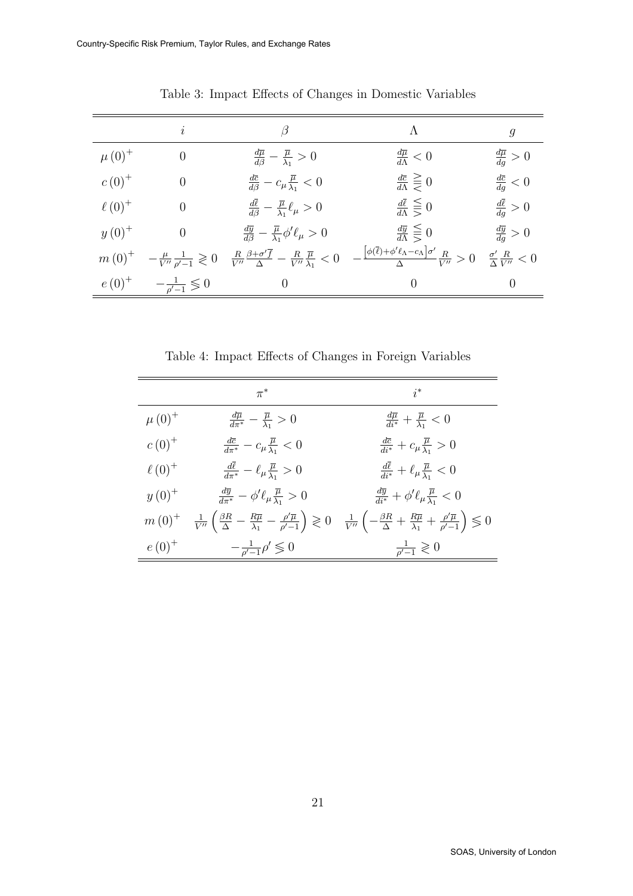Table 3: Impact Effects of Changes in Domestic Variables

| | $i$ | $\beta$ | $\Lambda$ | $g$ |
|---|---|---|---|---|
| $\mu(0)^+$ | $0$ | $\frac{d\overline{\mu}}{d\beta} - \frac{\overline{\mu}}{\lambda_1} > 0$ | $\frac{d\overline{\mu}}{d\Lambda} < 0$ | $\frac{d\overline{\mu}}{dg} > 0$ |
| $c(0)^+$ | $0$ | $\frac{d\overline{c}}{d\beta} - c_\mu \frac{\overline{\mu}}{\lambda_1} < 0$ | $\frac{d\overline{c}}{d\Lambda} \gtreqless 0$ | $\frac{d\overline{c}}{dg} < 0$ |
| $\ell(0)^+$ | $0$ | $\frac{d\overline{\ell}}{d\beta} - \frac{\overline{\mu}}{\lambda_1} \ell_\mu > 0$ | $\frac{d\overline{\ell}}{d\Lambda} \lesseqgtr 0$ | $\frac{d\overline{\ell}}{dg} > 0$ |
| $y(0)^+$ | $0$ | $\frac{d\overline{y}}{d\beta} - \frac{\overline{\mu}}{\lambda_1} \phi' \ell_\mu > 0$ | $\frac{d\overline{y}}{d\Lambda} \lesseqgtr 0$ | $\frac{d\overline{y}}{dg} > 0$ |
| $m(0)^+$ | $-\frac{\mu}{V''} \frac{1}{\rho'-1} \gtrless 0$ | $\frac{R}{V''} \frac{\beta + \sigma' \overline{f}}{\Delta} - \frac{R}{V''} \frac{\overline{\mu}}{\lambda_1} < 0$ | $-\frac{\left[\phi(\overline{\ell}) + \phi' \ell_\Lambda - c_\Lambda\right] \sigma'}{\Delta} \frac{R}{V''} > 0$ | $\frac{\sigma'}{\Delta} \frac{R}{V''} < 0$ |
| $e(0)^+$ | $-\frac{1}{\rho'-1} \lessgtr 0$ | $0$ | $0$ | $0$ |

Table 4: Impact Effects of Changes in Foreign Variables

| | $\pi^*$ | $i^*$ |
|---|---|---|
| $\mu(0)^+$ | $\frac{d\overline{\mu}}{d\pi^*} - \frac{\overline{\mu}}{\lambda_1} > 0$ | $\frac{d\overline{\mu}}{di^*} + \frac{\overline{\mu}}{\lambda_1} < 0$ |
| $c(0)^+$ | $\frac{d\overline{c}}{d\pi^*} - c_\mu \frac{\overline{\mu}}{\lambda_1} < 0$ | $\frac{d\overline{c}}{di^*} + c_\mu \frac{\overline{\mu}}{\lambda_1} > 0$ |
| $\ell(0)^+$ | $\frac{d\overline{\ell}}{d\pi^*} - \ell_\mu \frac{\overline{\mu}}{\lambda_1} > 0$ | $\frac{d\overline{\ell}}{di^*} + \ell_\mu \frac{\overline{\mu}}{\lambda_1} < 0$ |
| $y(0)^+$ | $\frac{d\overline{y}}{d\pi^*} - \phi' \ell_\mu \frac{\overline{\mu}}{\lambda_1} > 0$ | $\frac{d\overline{y}}{di^*} + \phi' \ell_\mu \frac{\overline{\mu}}{\lambda_1} < 0$ |
| $m(0)^+$ | $\frac{1}{V''} \left( \frac{\beta R}{\Delta} - \frac{R\overline{\mu}}{\lambda_1} - \frac{\rho' \overline{\mu}}{\rho'-1} \right) \gtrless 0$ | $\frac{1}{V''} \left( -\frac{\beta R}{\Delta} + \frac{R\overline{\mu}}{\lambda_1} + \frac{\rho' \overline{\mu}}{\rho'-1} \right) \lessgtr 0$ |
| $e(0)^+$ | $-\frac{1}{\rho'-1} \rho' \lessgtr 0$ | $\frac{1}{\rho'-1} \gtrless 0$ |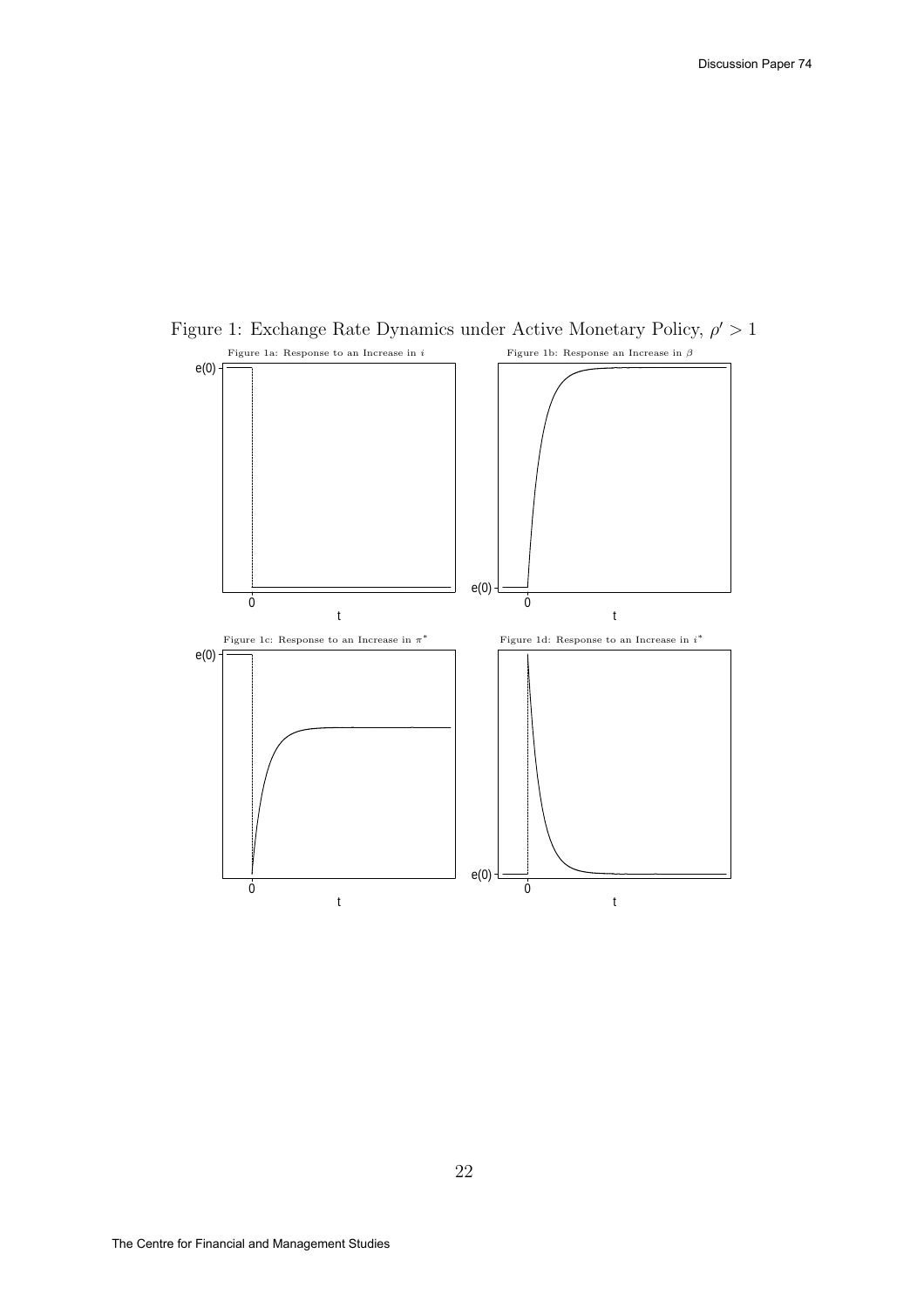Figure 1: Exchange Rate Dynamics under Active Monetary Policy, $\rho' > 1$

Figure 1a: Response to an Increase in $i$

Figure 1b: Response an Increase in $\beta$

Figure 1c: Response to an Increase in $\pi^*$

Figure 1d: Response to an Increase in $i^*$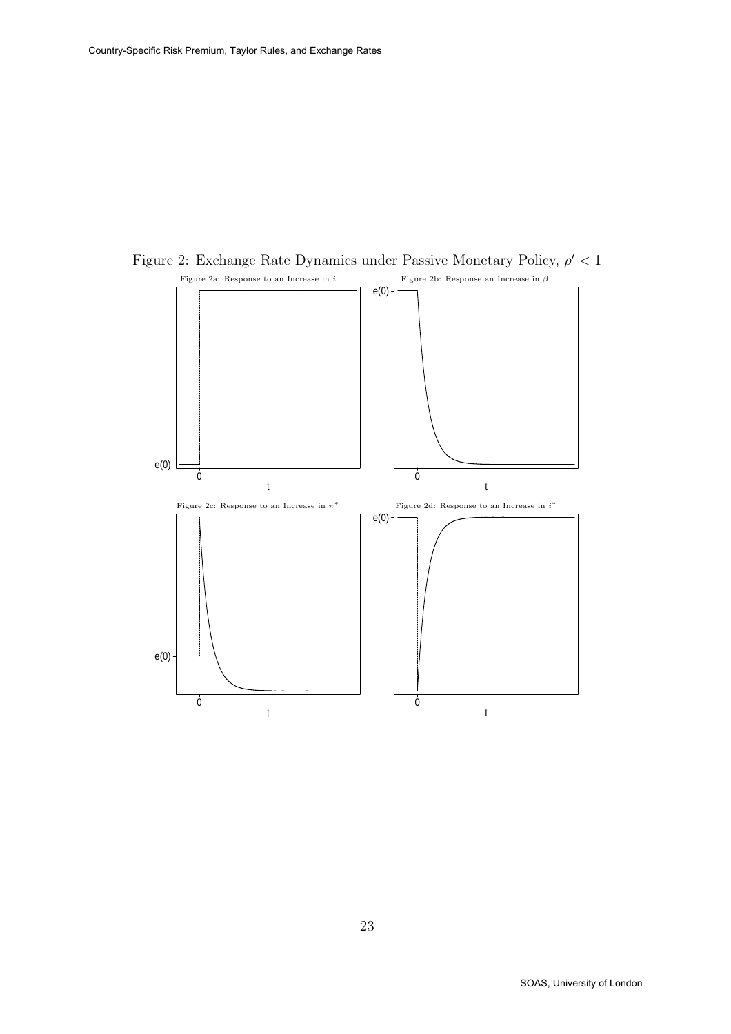Figure 2: Exchange Rate Dynamics under Passive Monetary Policy, $\rho' < 1$

Figure 2a: Response to an Increase in $i$

e(0)

0

t

Figure 2b: Response an Increase in $\beta$

e(0)

0

t

Figure 2c: Response to an Increase in $\pi^*$

e(0)

0

t

Figure 2d: Response to an Increase in $i^*$

e(0)

0

t